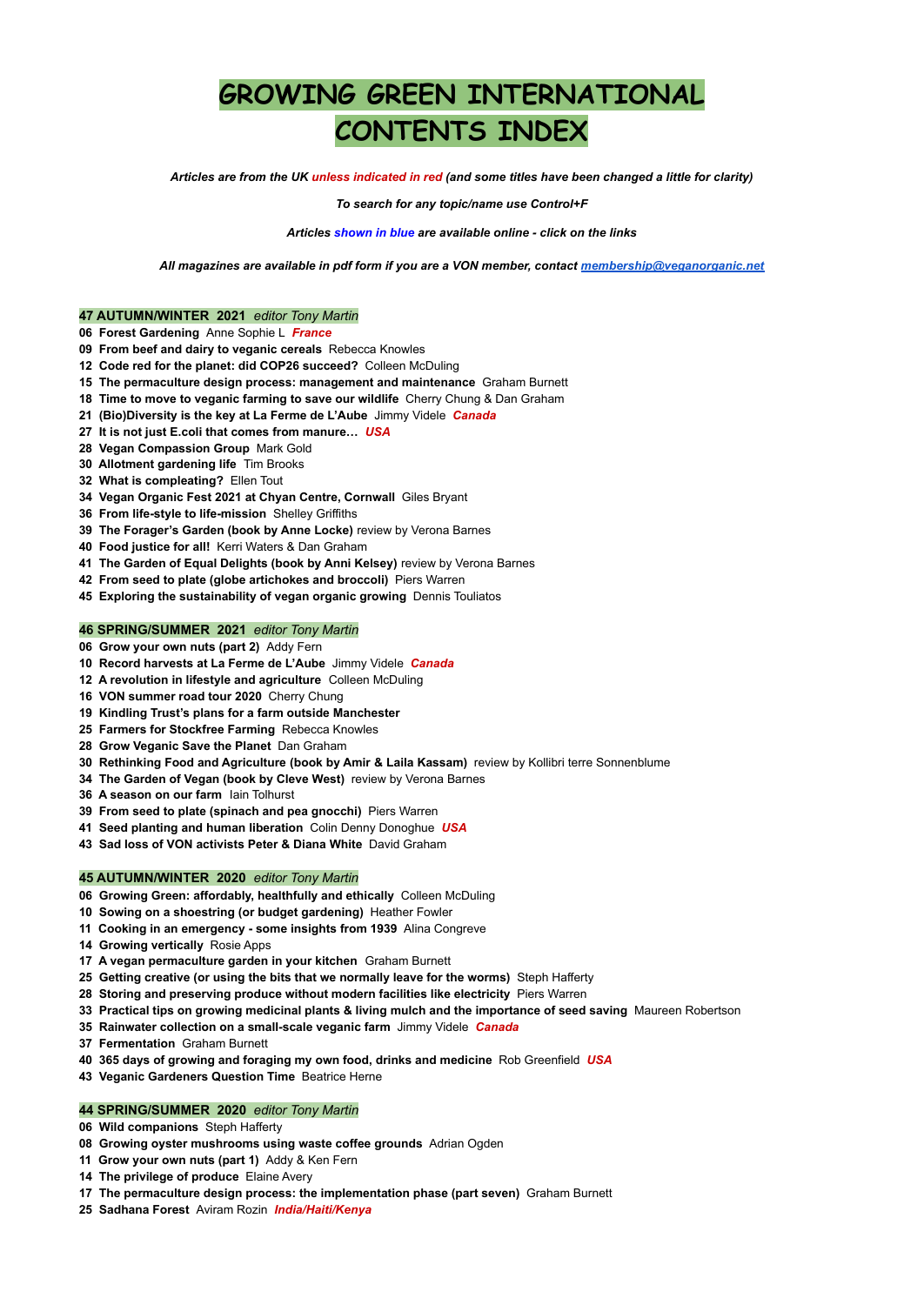# GROWING GREEN INTERNATIONAL CONTENTS INDEX

***Articles are from the UK unless indicated in red (and some titles have been changed a little for clarity)***

***To search for any topic/name use Control+F***

***Articles shown in blue are available online - click on the links***

***All magazines are available in pdf form if you are a VON member, contact membership@veganorganic.net***

**47 AUTUMN/WINTER 2021** *editor Tony Martin*

**06 Forest Gardening** Anne Sophie L ***France***
**09 From beef and dairy to veganic cereals** Rebecca Knowles
**12 Code red for the planet: did COP26 succeed?** Colleen McDuling
**15 The permaculture design process: management and maintenance** Graham Burnett
**18 Time to move to veganic farming to save our wildlife** Cherry Chung & Dan Graham
**21 (Bio)Diversity is the key at La Ferme de L'Aube** Jimmy Videle ***Canada***
**27 It is not just E.coli that comes from manure…** ***USA***
**28 Vegan Compassion Group** Mark Gold
**30 Allotment gardening life** Tim Brooks
**32 What is compleating?** Ellen Tout
**34 Vegan Organic Fest 2021 at Chyan Centre, Cornwall** Giles Bryant
**36 From life-style to life-mission** Shelley Griffiths
**39 The Forager's Garden (book by Anne Locke)** review by Verona Barnes
**40 Food justice for all!** Kerri Waters & Dan Graham
**41 The Garden of Equal Delights (book by Anni Kelsey)** review by Verona Barnes
**42 From seed to plate (globe artichokes and broccoli)** Piers Warren
**45 Exploring the sustainability of vegan organic growing** Dennis Touliatos

**46 SPRING/SUMMER 2021** *editor Tony Martin*

**06 Grow your own nuts (part 2)** Addy Fern
**10 Record harvests at La Ferme de L'Aube** Jimmy Videle ***Canada***
**12 A revolution in lifestyle and agriculture** Colleen McDuling
**16 VON summer road tour 2020** Cherry Chung
**19 Kindling Trust's plans for a farm outside Manchester**
**25 Farmers for Stockfree Farming** Rebecca Knowles
**28 Grow Veganic Save the Planet** Dan Graham
**30 Rethinking Food and Agriculture (book by Amir & Laila Kassam)** review by Kollibri terre Sonnenblume
**34 The Garden of Vegan (book by Cleve West)** review by Verona Barnes
**36 A season on our farm** Iain Tolhurst
**39 From seed to plate (spinach and pea gnocchi)** Piers Warren
**41 Seed planting and human liberation** Colin Denny Donoghue ***USA***
**43 Sad loss of VON activists Peter & Diana White** David Graham

**45 AUTUMN/WINTER 2020** *editor Tony Martin*

**06 Growing Green: affordably, healthfully and ethically** Colleen McDuling
**10 Sowing on a shoestring (or budget gardening)** Heather Fowler
**11 Cooking in an emergency - some insights from 1939** Alina Congreve
**14 Growing vertically** Rosie Apps
**17 A vegan permaculture garden in your kitchen** Graham Burnett
**25 Getting creative (or using the bits that we normally leave for the worms)** Steph Hafferty
**28 Storing and preserving produce without modern facilities like electricity** Piers Warren
**33 Practical tips on growing medicinal plants & living mulch and the importance of seed saving** Maureen Robertson
**35 Rainwater collection on a small-scale veganic farm** Jimmy Videle ***Canada***
**37 Fermentation** Graham Burnett
**40 365 days of growing and foraging my own food, drinks and medicine** Rob Greenfield ***USA***
**43 Veganic Gardeners Question Time** Beatrice Herne

**44 SPRING/SUMMER 2020** *editor Tony Martin*

**06 Wild companions** Steph Hafferty
**08 Growing oyster mushrooms using waste coffee grounds** Adrian Ogden
**11 Grow your own nuts (part 1)** Addy & Ken Fern
**14 The privilege of produce** Elaine Avery
**17 The permaculture design process: the implementation phase (part seven)** Graham Burnett
**25 Sadhana Forest** Aviram Rozin ***India/Haiti/Kenya***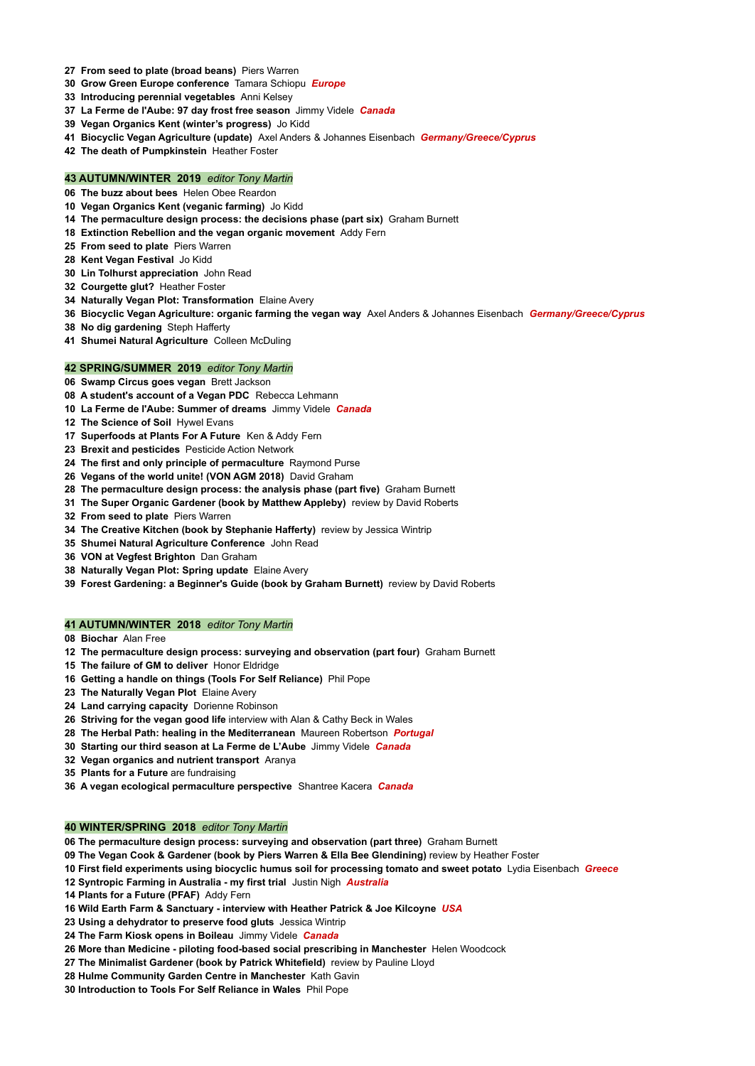**27 From seed to plate (broad beans)** Piers Warren
**30 Grow Green Europe conference** Tamara Schiopu ***Europe***
**33 Introducing perennial vegetables** Anni Kelsey
**37 La Ferme de l'Aube: 97 day frost free season** Jimmy Videle ***Canada***
**39 Vegan Organics Kent (winter's progress)** Jo Kidd
**41 Biocyclic Vegan Agriculture (update)** Axel Anders & Johannes Eisenbach ***Germany/Greece/Cyprus***
**42 The death of Pumpkinstein** Heather Foster

## 43 AUTUMN/WINTER 2019 *editor Tony Martin*

**06 The buzz about bees** Helen Obee Reardon
**10 Vegan Organics Kent (veganic farming)** Jo Kidd
**14 The permaculture design process: the decisions phase (part six)** Graham Burnett
**18 Extinction Rebellion and the vegan organic movement** Addy Fern
**25 From seed to plate** Piers Warren
**28 Kent Vegan Festival** Jo Kidd
**30 Lin Tolhurst appreciation** John Read
**32 Courgette glut?** Heather Foster
**34 Naturally Vegan Plot: Transformation** Elaine Avery
**36 Biocyclic Vegan Agriculture: organic farming the vegan way** Axel Anders & Johannes Eisenbach ***Germany/Greece/Cyprus***
**38 No dig gardening** Steph Hafferty
**41 Shumei Natural Agriculture** Colleen McDuling

## 42 SPRING/SUMMER 2019 *editor Tony Martin*

**06 Swamp Circus goes vegan** Brett Jackson
**08 A student's account of a Vegan PDC** Rebecca Lehmann
**10 La Ferme de l'Aube: Summer of dreams** Jimmy Videle ***Canada***
**12 The Science of Soil** Hywel Evans
**17 Superfoods at Plants For A Future** Ken & Addy Fern
**23 Brexit and pesticides** Pesticide Action Network
**24 The first and only principle of permaculture** Raymond Purse
**26 Vegans of the world unite! (VON AGM 2018)** David Graham
**28 The permaculture design process: the analysis phase (part five)** Graham Burnett
**31 The Super Organic Gardener (book by Matthew Appleby)** review by David Roberts
**32 From seed to plate** Piers Warren
**34 The Creative Kitchen (book by Stephanie Hafferty)** review by Jessica Wintrip
**35 Shumei Natural Agriculture Conference** John Read
**36 VON at Vegfest Brighton** Dan Graham
**38 Naturally Vegan Plot: Spring update** Elaine Avery
**39 Forest Gardening: a Beginner's Guide (book by Graham Burnett)** review by David Roberts

## 41 AUTUMN/WINTER 2018 *editor Tony Martin*

**08 Biochar** Alan Free
**12 The permaculture design process: surveying and observation (part four)** Graham Burnett
**15 The failure of GM to deliver** Honor Eldridge
**16 Getting a handle on things (Tools For Self Reliance)** Phil Pope
**23 The Naturally Vegan Plot** Elaine Avery
**24 Land carrying capacity** Dorienne Robinson
**26 Striving for the vegan good life** interview with Alan & Cathy Beck in Wales
**28 The Herbal Path: healing in the Mediterranean** Maureen Robertson ***Portugal***
**30 Starting our third season at La Ferme de L'Aube** Jimmy Videle ***Canada***
**32 Vegan organics and nutrient transport** Aranya
**35 Plants for a Future** are fundraising
**36 A vegan ecological permaculture perspective** Shantree Kacera ***Canada***

## 40 WINTER/SPRING 2018 *editor Tony Martin*

**06 The permaculture design process: surveying and observation (part three)** Graham Burnett
**09 The Vegan Cook & Gardener (book by Piers Warren & Ella Bee Glendining)** review by Heather Foster
**10 First field experiments using biocyclic humus soil for processing tomato and sweet potato** Lydia Eisenbach ***Greece***
**12 Syntropic Farming in Australia - my first trial** Justin Nigh ***Australia***
**14 Plants for a Future (PFAF)** Addy Fern
**16 Wild Earth Farm & Sanctuary - interview with Heather Patrick & Joe Kilcoyne** ***USA***
**23 Using a dehydrator to preserve food gluts** Jessica Wintrip
**24 The Farm Kiosk opens in Boileau** Jimmy Videle ***Canada***
**26 More than Medicine - piloting food-based social prescribing in Manchester** Helen Woodcock
**27 The Minimalist Gardener (book by Patrick Whitefield)** review by Pauline Lloyd
**28 Hulme Community Garden Centre in Manchester** Kath Gavin
**30 Introduction to Tools For Self Reliance in Wales** Phil Pope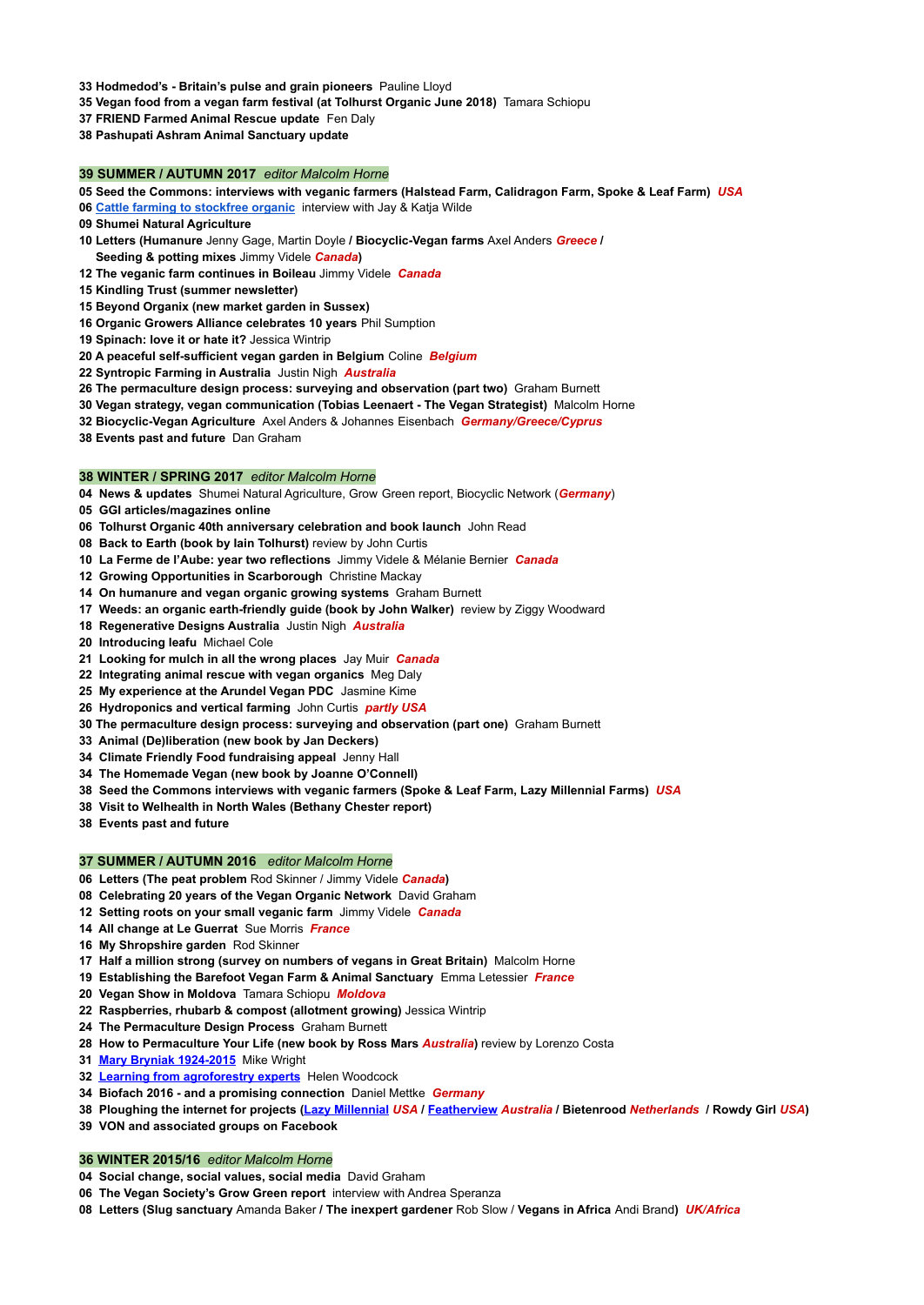**33 Hodmedod's - Britain's pulse and grain pioneers** Pauline Lloyd
**35 Vegan food from a vegan farm festival (at Tolhurst Organic June 2018)** Tamara Schiopu
**37 FRIEND Farmed Animal Rescue update** Fen Daly
**38 Pashupati Ashram Animal Sanctuary update**

## 39 SUMMER / AUTUMN 2017 *editor Malcolm Horne*

**05 Seed the Commons: interviews with veganic farmers (Halstead Farm, Calidragon Farm, Spoke & Leaf Farm)** ***USA***
**06** [**Cattle farming to stockfree organic**]() interview with Jay & Katja Wilde
**09 Shumei Natural Agriculture**
**10 Letters (Humanure** Jenny Gage, Martin Doyle **/ Biocyclic-Vegan farms** Axel Anders ***Greece*** **/ Seeding & potting mixes** Jimmy Videle ***Canada*****)**
**12 The veganic farm continues in Boileau** Jimmy Videle ***Canada***
**15 Kindling Trust (summer newsletter)**
**15 Beyond Organix (new market garden in Sussex)**
**16 Organic Growers Alliance celebrates 10 years** Phil Sumption
**19 Spinach: love it or hate it?** Jessica Wintrip
**20 A peaceful self-sufficient vegan garden in Belgium** Coline ***Belgium***
**22 Syntropic Farming in Australia** Justin Nigh ***Australia***
**26 The permaculture design process: surveying and observation (part two)** Graham Burnett
**30 Vegan strategy, vegan communication (Tobias Leenaert - The Vegan Strategist)** Malcolm Horne
**32 Biocyclic-Vegan Agriculture** Axel Anders & Johannes Eisenbach ***Germany/Greece/Cyprus***
**38 Events past and future** Dan Graham

## 38 WINTER / SPRING 2017 *editor Malcolm Horne*

**04 News & updates** Shumei Natural Agriculture, Grow Green report, Biocyclic Network (***Germany***)
**05 GGI articles/magazines online**
**06 Tolhurst Organic 40th anniversary celebration and book launch** John Read
**08 Back to Earth (book by Iain Tolhurst)** review by John Curtis
**10 La Ferme de l'Aube: year two reflections** Jimmy Videle & Mélanie Bernier ***Canada***
**12 Growing Opportunities in Scarborough** Christine Mackay
**14 On humanure and vegan organic growing systems** Graham Burnett
**17 Weeds: an organic earth-friendly guide (book by John Walker)** review by Ziggy Woodward
**18 Regenerative Designs Australia** Justin Nigh ***Australia***
**20 Introducing leafu** Michael Cole
**21 Looking for mulch in all the wrong places** Jay Muir ***Canada***
**22 Integrating animal rescue with vegan organics** Meg Daly
**25 My experience at the Arundel Vegan PDC** Jasmine Kime
**26 Hydroponics and vertical farming** John Curtis ***partly USA***
**30 The permaculture design process: surveying and observation (part one)** Graham Burnett
**33 Animal (De)liberation (new book by Jan Deckers)**
**34 Climate Friendly Food fundraising appeal** Jenny Hall
**34 The Homemade Vegan (new book by Joanne O'Connell)**
**38 Seed the Commons interviews with veganic farmers (Spoke & Leaf Farm, Lazy Millennial Farms)** ***USA***
**38 Visit to Welhealth in North Wales (Bethany Chester report)**
**38 Events past and future**

## 37 SUMMER / AUTUMN 2016 *editor Malcolm Horne*

**06 Letters (The peat problem** Rod Skinner / Jimmy Videle ***Canada*****)**
**08 Celebrating 20 years of the Vegan Organic Network** David Graham
**12 Setting roots on your small veganic farm** Jimmy Videle ***Canada***
**14 All change at Le Guerrat** Sue Morris ***France***
**16 My Shropshire garden** Rod Skinner
**17 Half a million strong (survey on numbers of vegans in Great Britain)** Malcolm Horne
**19 Establishing the Barefoot Vegan Farm & Animal Sanctuary** Emma Letessier ***France***
**20 Vegan Show in Moldova** Tamara Schiopu ***Moldova***
**22 Raspberries, rhubarb & compost (allotment growing)** Jessica Wintrip
**24 The Permaculture Design Process** Graham Burnett
**28 How to Permaculture Your Life (new book by Ross Mars** ***Australia*****)** review by Lorenzo Costa
**31** [**Mary Bryniak 1924-2015**]() Mike Wright
**32** [**Learning from agroforestry experts**]() Helen Woodcock
**34 Biofach 2016 - and a promising connection** Daniel Mettke ***Germany***
**38 Ploughing the internet for projects (**[**Lazy Millennial**]() ***USA*** **/** [**Featherview**]() ***Australia*** **/ Bietenrood** ***Netherlands*** **/ Rowdy Girl** ***USA*****)**
**39 VON and associated groups on Facebook**

## 36 WINTER 2015/16 *editor Malcolm Horne*

**04 Social change, social values, social media** David Graham
**06 The Vegan Society's Grow Green report** interview with Andrea Speranza
**08 Letters (Slug sanctuary** Amanda Baker **/ The inexpert gardener** Rob Slow / **Vegans in Africa** Andi Brand**)** ***UK/Africa***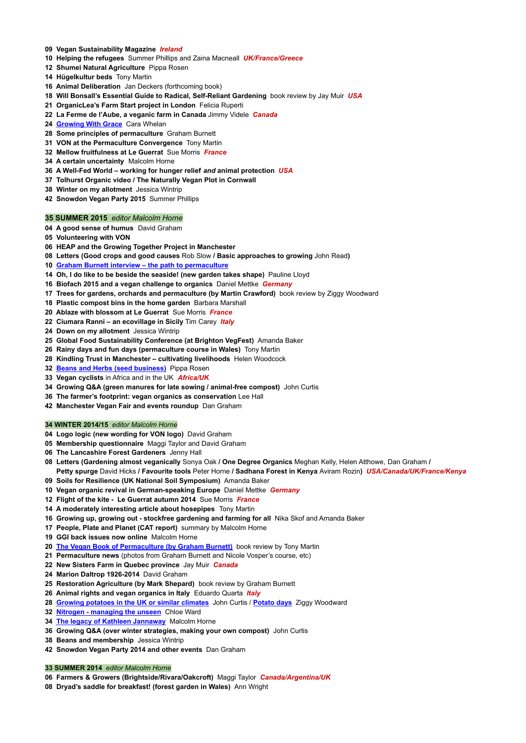**09 Vegan Sustainability Magazine** ***Ireland***
**10 Helping the refugees** Summer Phillips and Zaina Macneall ***UK/France/Greece***
**12 Shumei Natural Agriculture** Pippa Rosen
**14 Hügelkultur beds** Tony Martin
**16 Animal Deliberation** Jan Deckers (forthcoming book)
**18 Will Bonsall's Essential Guide to Radical, Self-Reliant Gardening** book review by Jay Muir ***USA***
**21 OrganicLea's Farm Start project in London** Felicia Ruperti
**22 La Ferme de l'Aube, a veganic farm in Canada** Jimmy Videle ***Canada***
**24 Growing With Grace** Cara Whelan
**28 Some principles of permaculture** Graham Burnett
**31 VON at the Permaculture Convergence** Tony Martin
**32 Mellow fruitfulness at Le Guerrat** Sue Morris ***France***
**34 A certain uncertainty** Malcolm Horne
**36 A Well-Fed World – working for hunger relief *and* animal protection** ***USA***
**37 Tolhurst Organic video / The Naturally Vegan Plot in Cornwall**
**38 Winter on my allotment** Jessica Wintrip
**42 Snowdon Vegan Party 2015** Summer Phillips

## 35 SUMMER 2015 *editor Malcolm Horne*

**04 A good sense of humus** David Graham
**05 Volunteering with VON**
**06 HEAP and the Growing Together Project in Manchester**
**08 Letters (Good crops and good causes** Rob Slow **/ Basic approaches to growing** John Read**)**
**10 Graham Burnett interview – the path to permaculture**
**14 Oh, I do like to be beside the seaside! (new garden takes shape)** Pauline Lloyd
**16 Biofach 2015 and a vegan challenge to organics** Daniel Mettke ***Germany***
**17 Trees for gardens, orchards and permaculture (by Martin Crawford)** book review by Ziggy Woodward
**18 Plastic compost bins in the home garden** Barbara Marshall
**20 Ablaze with blossom at Le Guerrat** Sue Morris ***France***
**22 Ciumara Ranni – an ecovillage in Sicily** Tim Carey ***Italy***
**24 Down on my allotment** Jessica Wintrip
**25 Global Food Sustainability Conference (at Brighton VegFest)** Amanda Baker
**26 Rainy days and fun days (permaculture course in Wales)** Tony Martin
**28 Kindling Trust in Manchester – cultivating livelihoods** Helen Woodcock
**32 Beans and Herbs (seed business)** Pippa Rosen
**33 Vegan cyclists** in Africa and in the UK ***Africa/UK***
**34 Growing Q&A (green manures for late sowing / animal-free compost)** John Curtis
**36 The farmer's footprint: vegan organics as conservation** Lee Hall
**42 Manchester Vegan Fair and events roundup** Dan Graham

## 34 WINTER 2014/15 *editor Malcolm Horne*

**04 Logo logic (new wording for VON logo)** David Graham
**05 Membership questionnaire** Maggi Taylor and David Graham
**06 The Lancashire Forest Gardeners** Jenny Hall
**08 Letters (Gardening almost veganically** Sonya Oak **/ One Degree Organics** Meghan Kelly, Helen Atthowe, Dan Graham **/ Petty spurge** David Hicks **/ Favourite tools** Peter Horne **/ Sadhana Forest in Kenya** Aviram Rozin**)** ***USA/Canada/UK/France/Kenya***
**09 Soils for Resilience (UK National Soil Symposium)** Amanda Baker
**10 Vegan organic revival in German-speaking Europe** Daniel Mettke ***Germany***
**12 Flight of the kite - Le Guerrat autumn 2014** Sue Morris ***France***
**14 A moderately interesting article about hosepipes** Tony Martin
**16 Growing up, growing out - stockfree gardening and farming for all** Nika Skof and Amanda Baker
**17 People, Plate and Planet (CAT report)** summary by Malcolm Horne
**19 GGI back issues now online** Malcolm Horne
**20 The Vegan Book of Permaculture (by Graham Burnett)** book review by Tony Martin
**21 Permaculture news** (photos from Graham Burnett and Nicole Vosper's course, etc)
**22 New Sisters Farm in Quebec province** Jay Muir ***Canada***
**24 Marion Daltrop 1926-2014** David Graham
**25 Restoration Agriculture (by Mark Shepard)** book review by Graham Burnett
**26 Animal rights and vegan organics in Italy** Eduardo Quarta ***Italy***
**28 Growing potatoes in the UK or similar climates** John Curtis / **Potato days** Ziggy Woodward
**32 Nitrogen - managing the unseen** Chloe Ward
**34 The legacy of Kathleen Jannaway** Malcolm Horne
**36 Growing Q&A (over winter strategies, making your own compost)** John Curtis
**38 Beans and membership** Jessica Wintrip
**42 Snowdon Vegan Party 2014 and other events** Dan Graham

## 33 SUMMER 2014 *editor Malcolm Horne*

**06 Farmers & Growers (Brightside/Rivara/Oakcroft)** Maggi Taylor ***Canada/Argentina/UK***
**08 Dryad's saddle for breakfast! (forest garden in Wales)** Ann Wright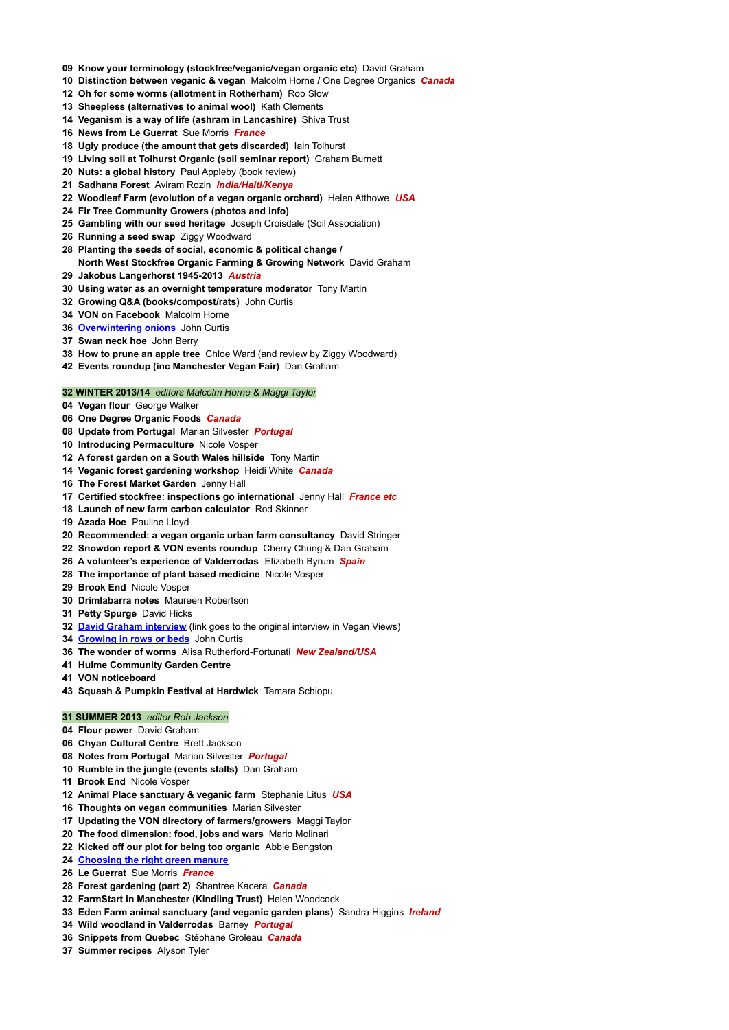**09 Know your terminology (stockfree/veganic/vegan organic etc)** David Graham
**10 Distinction between veganic & vegan** Malcolm Horne / One Degree Organics ***Canada***
**12 Oh for some worms (allotment in Rotherham)** Rob Slow
**13 Sheepless (alternatives to animal wool)** Kath Clements
**14 Veganism is a way of life (ashram in Lancashire)** Shiva Trust
**16 News from Le Guerrat** Sue Morris ***France***
**18 Ugly produce (the amount that gets discarded)** Iain Tolhurst
**19 Living soil at Tolhurst Organic (soil seminar report)** Graham Burnett
**20 Nuts: a global history** Paul Appleby (book review)
**21 Sadhana Forest** Aviram Rozin ***India/Haiti/Kenya***
**22 Woodleaf Farm (evolution of a vegan organic orchard)** Helen Atthowe ***USA***
**24 Fir Tree Community Growers (photos and info)**
**25 Gambling with our seed heritage** Joseph Croisdale (Soil Association)
**26 Running a seed swap** Ziggy Woodward
**28 Planting the seeds of social, economic & political change / North West Stockfree Organic Farming & Growing Network** David Graham
**29 Jakobus Langerhorst 1945-2013** ***Austria***
**30 Using water as an overnight temperature moderator** Tony Martin
**32 Growing Q&A (books/compost/rats)** John Curtis
**34 VON on Facebook** Malcolm Horne
**36 Overwintering onions** John Curtis
**37 Swan neck hoe** John Berry
**38 How to prune an apple tree** Chloe Ward (and review by Ziggy Woodward)
**42 Events roundup (inc Manchester Vegan Fair)** Dan Graham

## 32 WINTER 2013/14 *editors Malcolm Horne & Maggi Taylor*

**04 Vegan flour** George Walker
**06 One Degree Organic Foods** ***Canada***
**08 Update from Portugal** Marian Silvester ***Portugal***
**10 Introducing Permaculture** Nicole Vosper
**12 A forest garden on a South Wales hillside** Tony Martin
**14 Veganic forest gardening workshop** Heidi White ***Canada***
**16 The Forest Market Garden** Jenny Hall
**17 Certified stockfree: inspections go international** Jenny Hall ***France etc***
**18 Launch of new farm carbon calculator** Rod Skinner
**19 Azada Hoe** Pauline Lloyd
**20 Recommended: a vegan organic urban farm consultancy** David Stringer
**22 Snowdon report & VON events roundup** Cherry Chung & Dan Graham
**26 A volunteer's experience of Valderrodas** Elizabeth Byrum ***Spain***
**28 The importance of plant based medicine** Nicole Vosper
**29 Brook End** Nicole Vosper
**30 Drimlabarra notes** Maureen Robertson
**31 Petty Spurge** David Hicks
**32 David Graham interview** (link goes to the original interview in Vegan Views)
**34 Growing in rows or beds** John Curtis
**36 The wonder of worms** Alisa Rutherford-Fortunati ***New Zealand/USA***
**41 Hulme Community Garden Centre**
**41 VON noticeboard**
**43 Squash & Pumpkin Festival at Hardwick** Tamara Schiopu

## 31 SUMMER 2013 *editor Rob Jackson*

**04 Flour power** David Graham
**06 Chyan Cultural Centre** Brett Jackson
**08 Notes from Portugal** Marian Silvester ***Portugal***
**10 Rumble in the jungle (events stalls)** Dan Graham
**11 Brook End** Nicole Vosper
**12 Animal Place sanctuary & veganic farm** Stephanie Litus ***USA***
**16 Thoughts on vegan communities** Marian Silvester
**17 Updating the VON directory of farmers/growers** Maggi Taylor
**20 The food dimension: food, jobs and wars** Mario Molinari
**22 Kicked off our plot for being too organic** Abbie Bengston
**24 Choosing the right green manure**
**26 Le Guerrat** Sue Morris ***France***
**28 Forest gardening (part 2)** Shantree Kacera ***Canada***
**32 FarmStart in Manchester (Kindling Trust)** Helen Woodcock
**33 Eden Farm animal sanctuary (and veganic garden plans)** Sandra Higgins ***Ireland***
**34 Wild woodland in Valderrodas** Barney ***Portugal***
**36 Snippets from Quebec** Stéphane Groleau ***Canada***
**37 Summer recipes** Alyson Tyler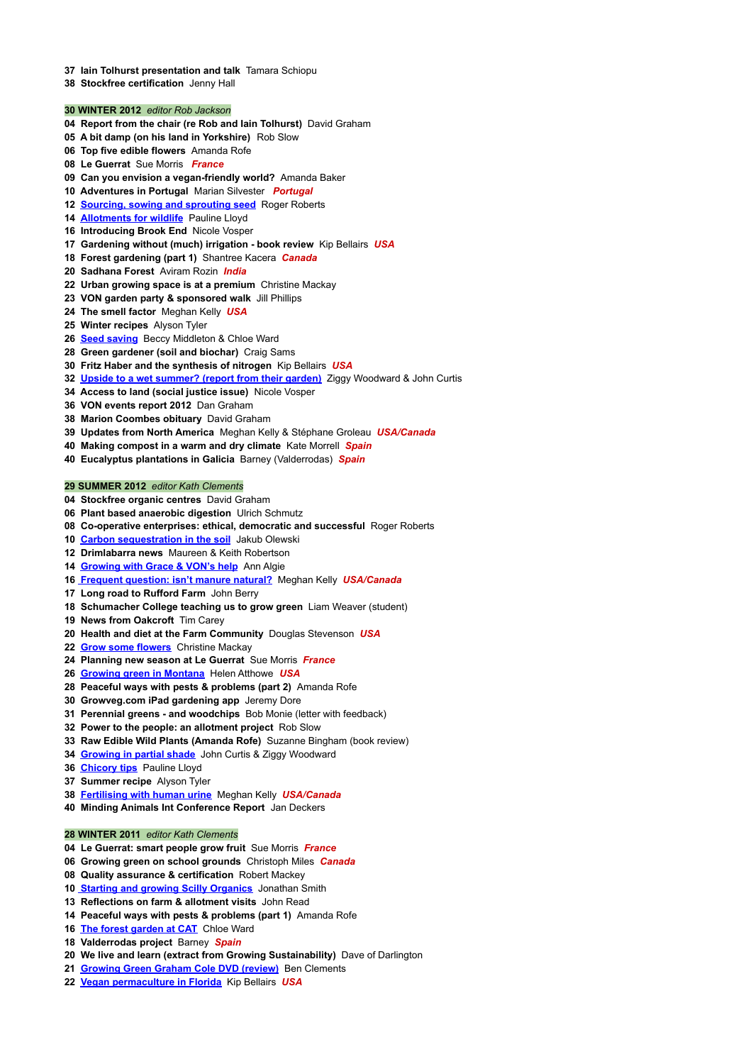**37 Iain Tolhurst presentation and talk** Tamara Schiopu
**38 Stockfree certification** Jenny Hall

**30 WINTER 2012** *editor Rob Jackson*

**04 Report from the chair (re Rob and Iain Tolhurst)** David Graham
**05 A bit damp (on his land in Yorkshire)** Rob Slow
**06 Top five edible flowers** Amanda Rofe
**08 Le Guerrat** Sue Morris ***France***
**09 Can you envision a vegan-friendly world?** Amanda Baker
**10 Adventures in Portugal** Marian Silvester ***Portugal***
**12 Sourcing, sowing and sprouting seed** Roger Roberts
**14 Allotments for wildlife** Pauline Lloyd
**16 Introducing Brook End** Nicole Vosper
**17 Gardening without (much) irrigation - book review** Kip Bellairs ***USA***
**18 Forest gardening (part 1)** Shantree Kacera ***Canada***
**20 Sadhana Forest** Aviram Rozin ***India***
**22 Urban growing space is at a premium** Christine Mackay
**23 VON garden party & sponsored walk** Jill Phillips
**24 The smell factor** Meghan Kelly ***USA***
**25 Winter recipes** Alyson Tyler
**26 Seed saving** Beccy Middleton & Chloe Ward
**28 Green gardener (soil and biochar)** Craig Sams
**30 Fritz Haber and the synthesis of nitrogen** Kip Bellairs ***USA***
**32 Upside to a wet summer? (report from their garden)** Ziggy Woodward & John Curtis
**34 Access to land (social justice issue)** Nicole Vosper
**36 VON events report 2012** Dan Graham
**38 Marion Coombes obituary** David Graham
**39 Updates from North America** Meghan Kelly & Stéphane Groleau ***USA/Canada***
**40 Making compost in a warm and dry climate** Kate Morrell ***Spain***
**40 Eucalyptus plantations in Galicia** Barney (Valderrodas) ***Spain***

**29 SUMMER 2012** *editor Kath Clements*

**04 Stockfree organic centres** David Graham
**06 Plant based anaerobic digestion** Ulrich Schmutz
**08 Co-operative enterprises: ethical, democratic and successful** Roger Roberts
**10 Carbon sequestration in the soil** Jakub Olewski
**12 Drimlabarra news** Maureen & Keith Robertson
**14 Growing with Grace & VON's help** Ann Algie
**16 Frequent question: isn't manure natural?** Meghan Kelly ***USA/Canada***
**17 Long road to Rufford Farm** John Berry
**18 Schumacher College teaching us to grow green** Liam Weaver (student)
**19 News from Oakcroft** Tim Carey
**20 Health and diet at the Farm Community** Douglas Stevenson ***USA***
**22 Grow some flowers** Christine Mackay
**24 Planning new season at Le Guerrat** Sue Morris ***France***
**26 Growing green in Montana** Helen Atthowe ***USA***
**28 Peaceful ways with pests & problems (part 2)** Amanda Rofe
**30 Growveg.com iPad gardening app** Jeremy Dore
**31 Perennial greens - and woodchips** Bob Monie (letter with feedback)
**32 Power to the people: an allotment project** Rob Slow
**33 Raw Edible Wild Plants (Amanda Rofe)** Suzanne Bingham (book review)
**34 Growing in partial shade** John Curtis & Ziggy Woodward
**36 Chicory tips** Pauline Lloyd
**37 Summer recipe** Alyson Tyler
**38 Fertilising with human urine** Meghan Kelly ***USA/Canada***
**40 Minding Animals Int Conference Report** Jan Deckers

**28 WINTER 2011** *editor Kath Clements*

**04 Le Guerrat: smart people grow fruit** Sue Morris ***France***
**06 Growing green on school grounds** Christoph Miles ***Canada***
**08 Quality assurance & certification** Robert Mackey
**10 Starting and growing Scilly Organics** Jonathan Smith
**13 Reflections on farm & allotment visits** John Read
**14 Peaceful ways with pests & problems (part 1)** Amanda Rofe
**16 The forest garden at CAT** Chloe Ward
**18 Valderrodas project** Barney ***Spain***
**20 We live and learn (extract from Growing Sustainability)** Dave of Darlington
**21 Growing Green Graham Cole DVD (review)** Ben Clements
**22 Vegan permaculture in Florida** Kip Bellairs ***USA***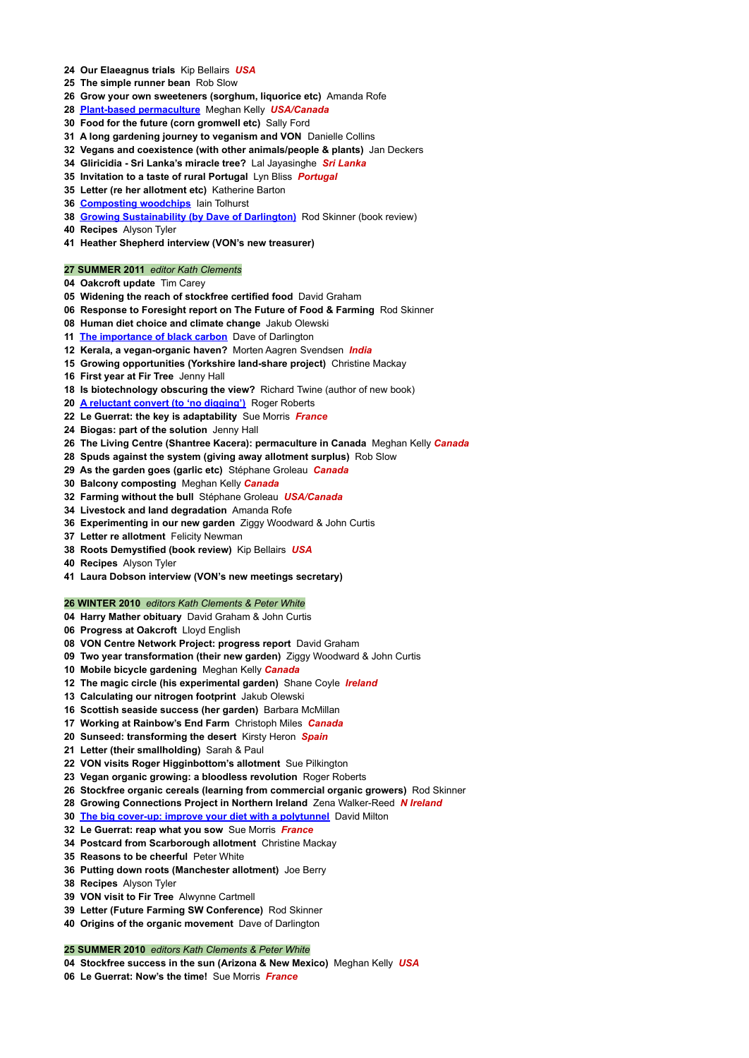**24 Our Elaeagnus trials** Kip Bellairs ***USA***
**25 The simple runner bean** Rob Slow
**26 Grow your own sweeteners (sorghum, liquorice etc)** Amanda Rofe
**28 Plant-based permaculture** Meghan Kelly ***USA/Canada***
**30 Food for the future (corn gromwell etc)** Sally Ford
**31 A long gardening journey to veganism and VON** Danielle Collins
**32 Vegans and coexistence (with other animals/people & plants)** Jan Deckers
**34 Gliricidia - Sri Lanka's miracle tree?** Lal Jayasinghe ***Sri Lanka***
**35 Invitation to a taste of rural Portugal** Lyn Bliss ***Portugal***
**35 Letter (re her allotment etc)** Katherine Barton
**36 Composting woodchips** Iain Tolhurst
**38 Growing Sustainability (by Dave of Darlington)** Rod Skinner (book review)
**40 Recipes** Alyson Tyler
**41 Heather Shepherd interview (VON's new treasurer)**

**27 SUMMER 2011** *editor Kath Clements*
**04 Oakcroft update** Tim Carey
**05 Widening the reach of stockfree certified food** David Graham
**06 Response to Foresight report on The Future of Food & Farming** Rod Skinner
**08 Human diet choice and climate change** Jakub Olewski
**11 The importance of black carbon** Dave of Darlington
**12 Kerala, a vegan-organic haven?** Morten Aagren Svendsen ***India***
**15 Growing opportunities (Yorkshire land-share project)** Christine Mackay
**16 First year at Fir Tree** Jenny Hall
**18 Is biotechnology obscuring the view?** Richard Twine (author of new book)
**20 A reluctant convert (to 'no digging')** Roger Roberts
**22 Le Guerrat: the key is adaptability** Sue Morris ***France***
**24 Biogas: part of the solution** Jenny Hall
**26 The Living Centre (Shantree Kacera): permaculture in Canada** Meghan Kelly ***Canada***
**28 Spuds against the system (giving away allotment surplus)** Rob Slow
**29 As the garden goes (garlic etc)** Stéphane Groleau ***Canada***
**30 Balcony composting** Meghan Kelly ***Canada***
**32 Farming without the bull** Stéphane Groleau ***USA/Canada***
**34 Livestock and land degradation** Amanda Rofe
**36 Experimenting in our new garden** Ziggy Woodward & John Curtis
**37 Letter re allotment** Felicity Newman
**38 Roots Demystified (book review)** Kip Bellairs ***USA***
**40 Recipes** Alyson Tyler
**41 Laura Dobson interview (VON's new meetings secretary)**

**26 WINTER 2010** *editors Kath Clements & Peter White*
**04 Harry Mather obituary** David Graham & John Curtis
**06 Progress at Oakcroft** Lloyd English
**08 VON Centre Network Project: progress report** David Graham
**09 Two year transformation (their new garden)** Ziggy Woodward & John Curtis
**10 Mobile bicycle gardening** Meghan Kelly ***Canada***
**12 The magic circle (his experimental garden)** Shane Coyle ***Ireland***
**13 Calculating our nitrogen footprint** Jakub Olewski
**16 Scottish seaside success (her garden)** Barbara McMillan
**17 Working at Rainbow's End Farm** Christoph Miles ***Canada***
**20 Sunseed: transforming the desert** Kirsty Heron ***Spain***
**21 Letter (their smallholding)** Sarah & Paul
**22 VON visits Roger Higginbottom's allotment** Sue Pilkington
**23 Vegan organic growing: a bloodless revolution** Roger Roberts
**26 Stockfree organic cereals (learning from commercial organic growers)** Rod Skinner
**28 Growing Connections Project in Northern Ireland** Zena Walker-Reed ***N Ireland***
**30 The big cover-up: improve your diet with a polytunnel** David Milton
**32 Le Guerrat: reap what you sow** Sue Morris ***France***
**34 Postcard from Scarborough allotment** Christine Mackay
**35 Reasons to be cheerful** Peter White
**36 Putting down roots (Manchester allotment)** Joe Berry
**38 Recipes** Alyson Tyler
**39 VON visit to Fir Tree** Alwynne Cartmell
**39 Letter (Future Farming SW Conference)** Rod Skinner
**40 Origins of the organic movement** Dave of Darlington

**25 SUMMER 2010** *editors Kath Clements & Peter White*
**04 Stockfree success in the sun (Arizona & New Mexico)** Meghan Kelly ***USA***
**06 Le Guerrat: Now's the time!** Sue Morris ***France***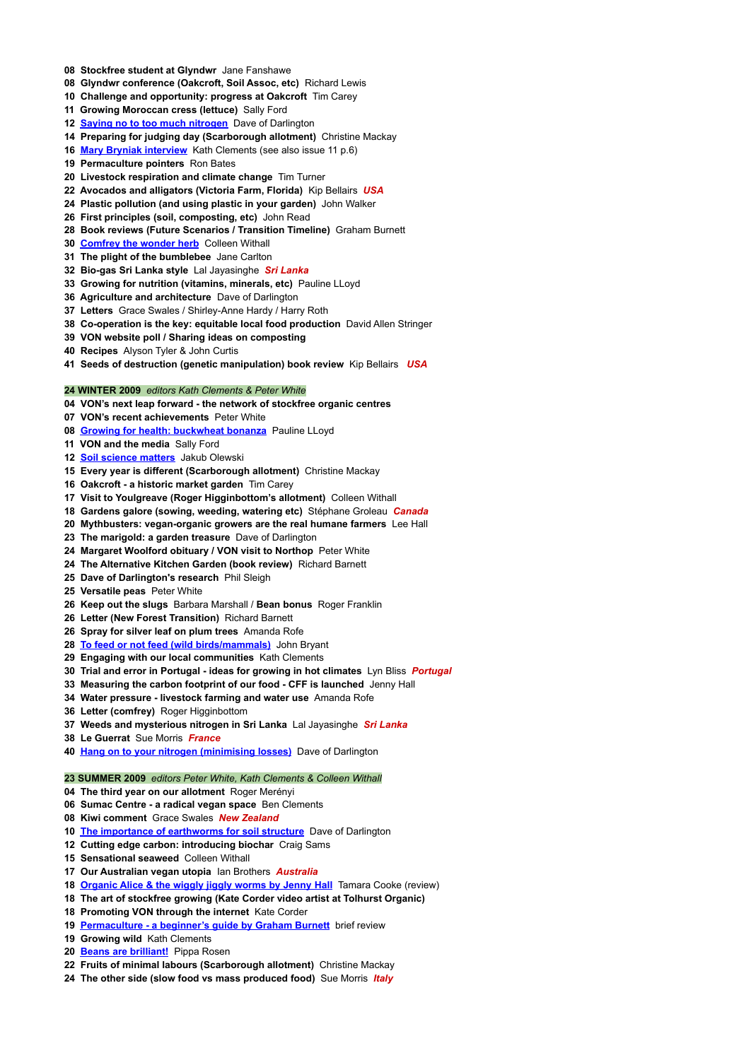08 **Stockfree student at Glyndwr** Jane Fanshawe
08 **Glyndwr conference (Oakcroft, Soil Assoc, etc)** Richard Lewis
10 **Challenge and opportunity: progress at Oakcroft** Tim Carey
11 **Growing Moroccan cress (lettuce)** Sally Ford
12 **Saying no to too much nitrogen** Dave of Darlington
14 **Preparing for judging day (Scarborough allotment)** Christine Mackay
16 **Mary Bryniak interview** Kath Clements (see also issue 11 p.6)
19 **Permaculture pointers** Ron Bates
20 **Livestock respiration and climate change** Tim Turner
22 **Avocados and alligators (Victoria Farm, Florida)** Kip Bellairs ***USA***
24 **Plastic pollution (and using plastic in your garden)** John Walker
26 **First principles (soil, composting, etc)** John Read
28 **Book reviews (Future Scenarios / Transition Timeline)** Graham Burnett
30 **Comfrey the wonder herb** Colleen Withall
31 **The plight of the bumblebee** Jane Carlton
32 **Bio-gas Sri Lanka style** Lal Jayasinghe ***Sri Lanka***
33 **Growing for nutrition (vitamins, minerals, etc)** Pauline LLoyd
36 **Agriculture and architecture** Dave of Darlington
37 **Letters** Grace Swales / Shirley-Anne Hardy / Harry Roth
38 **Co-operation is the key: equitable local food production** David Allen Stringer
39 **VON website poll / Sharing ideas on composting**
40 **Recipes** Alyson Tyler & John Curtis
41 **Seeds of destruction (genetic manipulation) book review** Kip Bellairs ***USA***

**24 WINTER 2009** *editors Kath Clements & Peter White*

04 **VON's next leap forward - the network of stockfree organic centres**
07 **VON's recent achievements** Peter White
08 **Growing for health: buckwheat bonanza** Pauline LLoyd
11 **VON and the media** Sally Ford
12 **Soil science matters** Jakub Olewski
15 **Every year is different (Scarborough allotment)** Christine Mackay
16 **Oakcroft - a historic market garden** Tim Carey
17 **Visit to Youlgreave (Roger Higginbottom's allotment)** Colleen Withall
18 **Gardens galore (sowing, weeding, watering etc)** Stéphane Groleau ***Canada***
20 **Mythbusters: vegan-organic growers are the real humane farmers** Lee Hall
23 **The marigold: a garden treasure** Dave of Darlington
24 **Margaret Woolford obituary / VON visit to Northop** Peter White
24 **The Alternative Kitchen Garden (book review)** Richard Barnett
25 **Dave of Darlington's research** Phil Sleigh
25 **Versatile peas** Peter White
26 **Keep out the slugs** Barbara Marshall / **Bean bonus** Roger Franklin
26 **Letter (New Forest Transition)** Richard Barnett
26 **Spray for silver leaf on plum trees** Amanda Rofe
28 **To feed or not feed (wild birds/mammals)** John Bryant
29 **Engaging with our local communities** Kath Clements
30 **Trial and error in Portugal - ideas for growing in hot climates** Lyn Bliss ***Portugal***
33 **Measuring the carbon footprint of our food - CFF is launched** Jenny Hall
34 **Water pressure - livestock farming and water use** Amanda Rofe
36 **Letter (comfrey)** Roger Higginbottom
37 **Weeds and mysterious nitrogen in Sri Lanka** Lal Jayasinghe ***Sri Lanka***
38 **Le Guerrat** Sue Morris ***France***
40 **Hang on to your nitrogen (minimising losses)** Dave of Darlington

**23 SUMMER 2009** *editors Peter White, Kath Clements & Colleen Withall*

04 **The third year on our allotment** Roger Merényi
06 **Sumac Centre - a radical vegan space** Ben Clements
08 **Kiwi comment** Grace Swales ***New Zealand***
10 **The importance of earthworms for soil structure** Dave of Darlington
12 **Cutting edge carbon: introducing biochar** Craig Sams
15 **Sensational seaweed** Colleen Withall
17 **Our Australian vegan utopia** Ian Brothers ***Australia***
18 **Organic Alice & the wiggly jiggly worms by Jenny Hall** Tamara Cooke (review)
18 **The art of stockfree growing (Kate Corder video artist at Tolhurst Organic)**
18 **Promoting VON through the internet** Kate Corder
19 **Permaculture - a beginner's guide by Graham Burnett** brief review
19 **Growing wild** Kath Clements
20 **Beans are brilliant!** Pippa Rosen
22 **Fruits of minimal labours (Scarborough allotment)** Christine Mackay
24 **The other side (slow food vs mass produced food)** Sue Morris ***Italy***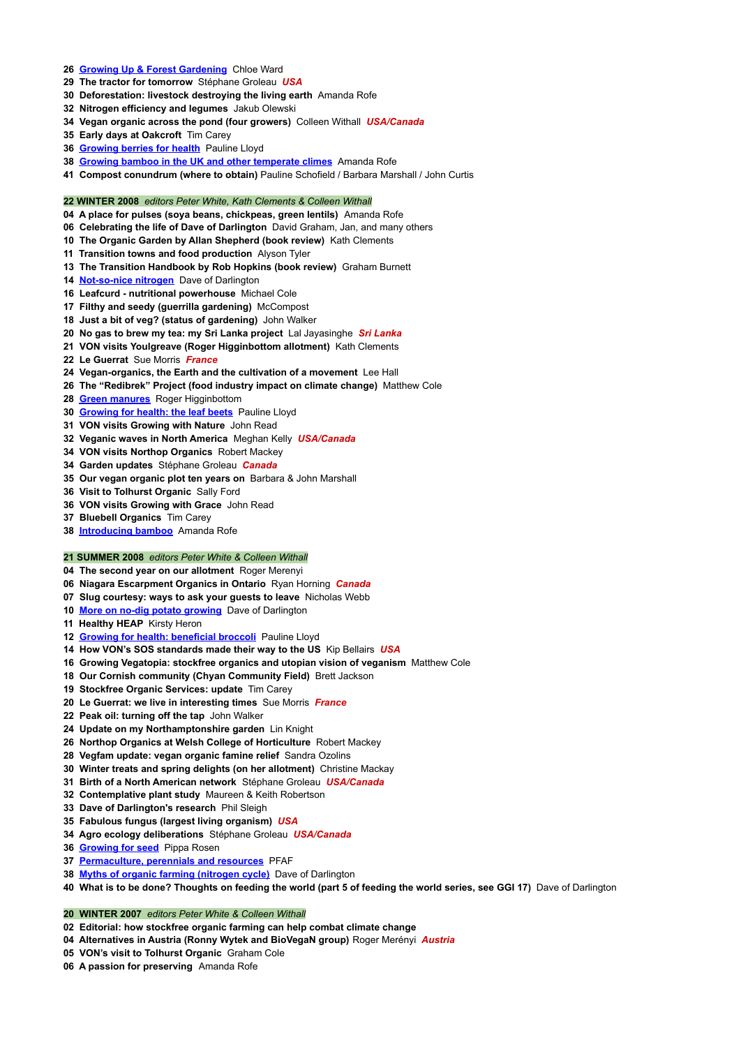**26** [**Growing Up & Forest Gardening**]() Chloe Ward
**29 The tractor for tomorrow** Stéphane Groleau ***USA***
**30 Deforestation: livestock destroying the living earth** Amanda Rofe
**32 Nitrogen efficiency and legumes** Jakub Olewski
**34 Vegan organic across the pond (four growers)** Colleen Withall ***USA/Canada***
**35 Early days at Oakcroft** Tim Carey
**36** [**Growing berries for health**]() Pauline Lloyd
**38** [**Growing bamboo in the UK and other temperate climes**]() Amanda Rofe
**41 Compost conundrum (where to obtain)** Pauline Schofield / Barbara Marshall / John Curtis

**22 WINTER 2008** *editors Peter White, Kath Clements & Colleen Withall*

**04 A place for pulses (soya beans, chickpeas, green lentils)** Amanda Rofe
**06 Celebrating the life of Dave of Darlington** David Graham, Jan, and many others
**10 The Organic Garden by Allan Shepherd (book review)** Kath Clements
**11 Transition towns and food production** Alyson Tyler
**13 The Transition Handbook by Rob Hopkins (book review)** Graham Burnett
**14** [**Not-so-nice nitrogen**]() Dave of Darlington
**16 Leafcurd - nutritional powerhouse** Michael Cole
**17 Filthy and seedy (guerrilla gardening)** McCompost
**18 Just a bit of veg? (status of gardening)** John Walker
**20 No gas to brew my tea: my Sri Lanka project** Lal Jayasinghe ***Sri Lanka***
**21 VON visits Youlgreave (Roger Higginbottom allotment)** Kath Clements
**22 Le Guerrat** Sue Morris ***France***
**24 Vegan-organics, the Earth and the cultivation of a movement** Lee Hall
**26 The "Redibrek" Project (food industry impact on climate change)** Matthew Cole
**28** [**Green manures**]() Roger Higginbottom
**30** [**Growing for health: the leaf beets**]() Pauline Lloyd
**31 VON visits Growing with Nature** John Read
**32 Veganic waves in North America** Meghan Kelly ***USA/Canada***
**34 VON visits Northop Organics** Robert Mackey
**34 Garden updates** Stéphane Groleau ***Canada***
**35 Our vegan organic plot ten years on** Barbara & John Marshall
**36 Visit to Tolhurst Organic** Sally Ford
**36 VON visits Growing with Grace** John Read
**37 Bluebell Organics** Tim Carey
**38** [**Introducing bamboo**]() Amanda Rofe

**21 SUMMER 2008** *editors Peter White & Colleen Withall*

**04 The second year on our allotment** Roger Merenyi
**06 Niagara Escarpment Organics in Ontario** Ryan Horning ***Canada***
**07 Slug courtesy: ways to ask your guests to leave** Nicholas Webb
**10** [**More on no-dig potato growing**]() Dave of Darlington
**11 Healthy HEAP** Kirsty Heron
**12** [**Growing for health: beneficial broccoli**]() Pauline Lloyd
**14 How VON's SOS standards made their way to the US** Kip Bellairs ***USA***
**16 Growing Vegatopia: stockfree organics and utopian vision of veganism** Matthew Cole
**18 Our Cornish community (Chyan Community Field)** Brett Jackson
**19 Stockfree Organic Services: update** Tim Carey
**20 Le Guerrat: we live in interesting times** Sue Morris ***France***
**22 Peak oil: turning off the tap** John Walker
**24 Update on my Northamptonshire garden** Lin Knight
**26 Northop Organics at Welsh College of Horticulture** Robert Mackey
**28 Vegfam update: vegan organic famine relief** Sandra Ozolins
**30 Winter treats and spring delights (on her allotment)** Christine Mackay
**31 Birth of a North American network** Stéphane Groleau ***USA/Canada***
**32 Contemplative plant study** Maureen & Keith Robertson
**33 Dave of Darlington's research** Phil Sleigh
**35 Fabulous fungus (largest living organism)** ***USA***
**34 Agro ecology deliberations** Stéphane Groleau ***USA/Canada***
**36** [**Growing for seed**]() Pippa Rosen
**37** [**Permaculture, perennials and resources**]() PFAF
**38** [**Myths of organic farming (nitrogen cycle)**]() Dave of Darlington
**40 What is to be done? Thoughts on feeding the world (part 5 of feeding the world series, see GGI 17)** Dave of Darlington

**20 WINTER 2007** *editors Peter White & Colleen Withall*

**02 Editorial: how stockfree organic farming can help combat climate change**
**04 Alternatives in Austria (Ronny Wytek and BioVegaN group)** Roger Merényi ***Austria***
**05 VON's visit to Tolhurst Organic** Graham Cole
**06 A passion for preserving** Amanda Rofe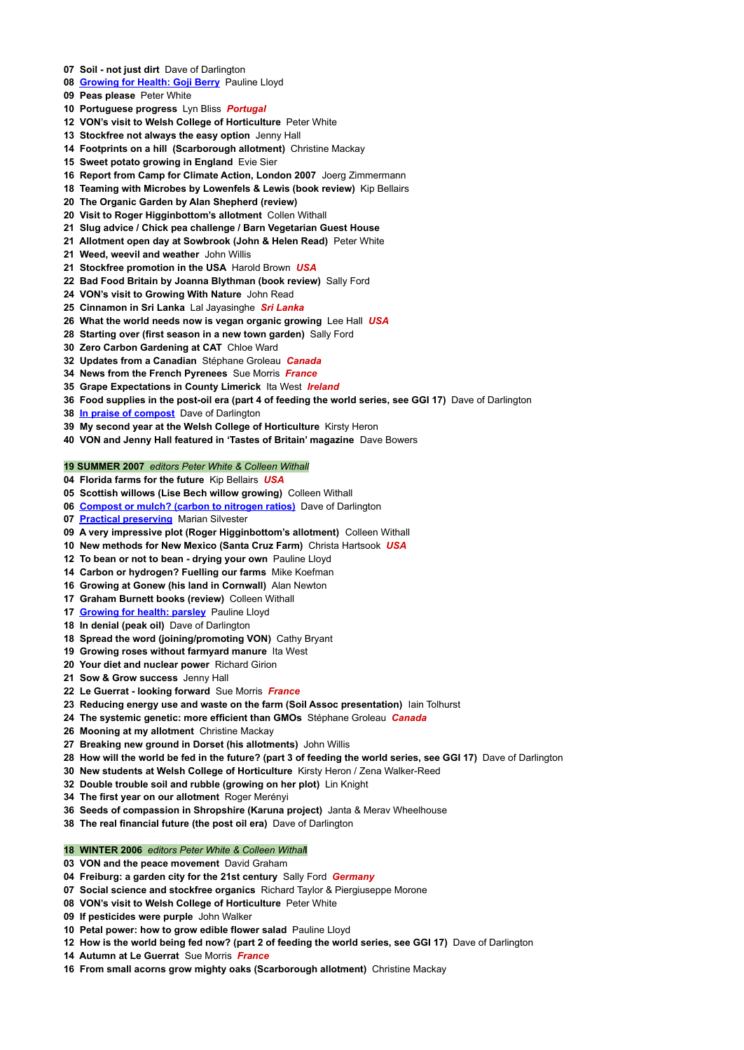**07 Soil - not just dirt** Dave of Darlington

**08 Growing for Health: Goji Berry** Pauline Lloyd

**09 Peas please** Peter White

**10 Portuguese progress** Lyn Bliss ***Portugal***

**12 VON's visit to Welsh College of Horticulture** Peter White

**13 Stockfree not always the easy option** Jenny Hall

**14 Footprints on a hill (Scarborough allotment)** Christine Mackay

**15 Sweet potato growing in England** Evie Sier

**16 Report from Camp for Climate Action, London 2007** Joerg Zimmermann

**18 Teaming with Microbes by Lowenfels & Lewis (book review)** Kip Bellairs

**20 The Organic Garden by Alan Shepherd (review)**

**20 Visit to Roger Higginbottom's allotment** Collen Withall

**21 Slug advice / Chick pea challenge / Barn Vegetarian Guest House**

**21 Allotment open day at Sowbrook (John & Helen Read)** Peter White

**21 Weed, weevil and weather** John Willis

**21 Stockfree promotion in the USA** Harold Brown ***USA***

**22 Bad Food Britain by Joanna Blythman (book review)** Sally Ford

**24 VON's visit to Growing With Nature** John Read

**25 Cinnamon in Sri Lanka** Lal Jayasinghe ***Sri Lanka***

**26 What the world needs now is vegan organic growing** Lee Hall ***USA***

**28 Starting over (first season in a new town garden)** Sally Ford

**30 Zero Carbon Gardening at CAT** Chloe Ward

**32 Updates from a Canadian** Stéphane Groleau ***Canada***

**34 News from the French Pyrenees** Sue Morris ***France***

**35 Grape Expectations in County Limerick** Ita West ***Ireland***

**36 Food supplies in the post-oil era (part 4 of feeding the world series, see GGI 17)** Dave of Darlington

**38 In praise of compost** Dave of Darlington

**39 My second year at the Welsh College of Horticulture** Kirsty Heron

**40 VON and Jenny Hall featured in 'Tastes of Britain' magazine** Dave Bowers

## 19 SUMMER 2007 *editors Peter White & Colleen Withall*

**04 Florida farms for the future** Kip Bellairs ***USA***

**05 Scottish willows (Lise Bech willow growing)** Colleen Withall

**06 Compost or mulch? (carbon to nitrogen ratios)** Dave of Darlington

**07 Practical preserving** Marian Silvester

**09 A very impressive plot (Roger Higginbottom's allotment)** Colleen Withall

**10 New methods for New Mexico (Santa Cruz Farm)** Christa Hartsook ***USA***

**12 To bean or not to bean - drying your own** Pauline Lloyd

**14 Carbon or hydrogen? Fuelling our farms** Mike Koefman

**16 Growing at Gonew (his land in Cornwall)** Alan Newton

**17 Graham Burnett books (review)** Colleen Withall

**17 Growing for health: parsley** Pauline Lloyd

**18 In denial (peak oil)** Dave of Darlington

**18 Spread the word (joining/promoting VON)** Cathy Bryant

**19 Growing roses without farmyard manure** Ita West

**20 Your diet and nuclear power** Richard Girion

**21 Sow & Grow success** Jenny Hall

**22 Le Guerrat - looking forward** Sue Morris ***France***

**23 Reducing energy use and waste on the farm (Soil Assoc presentation)** Iain Tolhurst

**24 The systemic genetic: more efficient than GMOs** Stéphane Groleau ***Canada***

**26 Mooning at my allotment** Christine Mackay

**27 Breaking new ground in Dorset (his allotments)** John Willis

**28 How will the world be fed in the future? (part 3 of feeding the world series, see GGI 17)** Dave of Darlington

**30 New students at Welsh College of Horticulture** Kirsty Heron / Zena Walker-Reed

**32 Double trouble soil and rubble (growing on her plot)** Lin Knight

**34 The first year on our allotment** Roger Merényi

**36 Seeds of compassion in Shropshire (Karuna project)** Janta & Merav Wheelhouse

**38 The real financial future (the post oil era)** Dave of Darlington

## 18 WINTER 2006 *editors Peter White & Colleen Withall*

**03 VON and the peace movement** David Graham

**04 Freiburg: a garden city for the 21st century** Sally Ford ***Germany***

**07 Social science and stockfree organics** Richard Taylor & Piergiuseppe Morone

**08 VON's visit to Welsh College of Horticulture** Peter White

**09 If pesticides were purple** John Walker

**10 Petal power: how to grow edible flower salad** Pauline Lloyd

**12 How is the world being fed now? (part 2 of feeding the world series, see GGI 17)** Dave of Darlington

**14 Autumn at Le Guerrat** Sue Morris ***France***

**16 From small acorns grow mighty oaks (Scarborough allotment)** Christine Mackay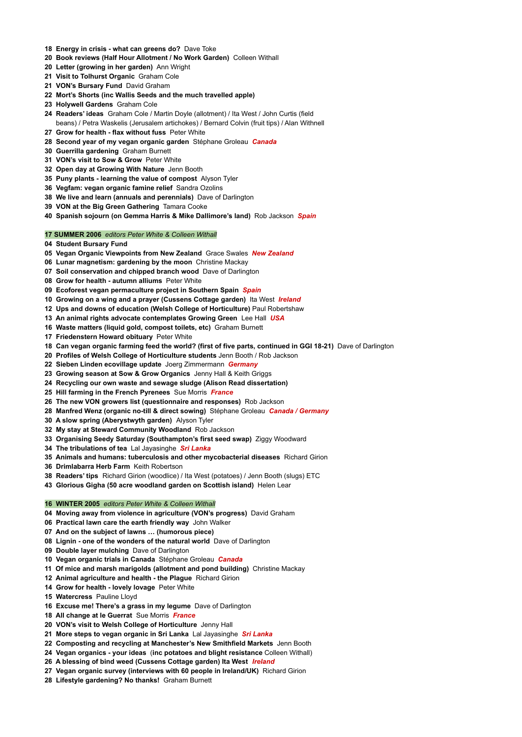**18 Energy in crisis - what can greens do?** Dave Toke
**20 Book reviews (Half Hour Allotment / No Work Garden)** Colleen Withall
**20 Letter (growing in her garden)** Ann Wright
**21 Visit to Tolhurst Organic** Graham Cole
**21 VON's Bursary Fund** David Graham
**22 Mort's Shorts (inc Wallis Seeds and the much travelled apple)**
**23 Holywell Gardens** Graham Cole
**24 Readers' ideas** Graham Cole / Martin Doyle (allotment) / Ita West / John Curtis (field beans) / Petra Waskelis (Jerusalem artichokes) / Bernard Colvin (fruit tips) / Alan Withnell
**27 Grow for health - flax without fuss** Peter White
**28 Second year of my vegan organic garden** Stéphane Groleau ***Canada***
**30 Guerrilla gardening** Graham Burnett
**31 VON's visit to Sow & Grow** Peter White
**32 Open day at Growing With Nature** Jenn Booth
**35 Puny plants - learning the value of compost** Alyson Tyler
**36 Vegfam: vegan organic famine relief** Sandra Ozolins
**38 We live and learn (annuals and perennials)** Dave of Darlington
**39 VON at the Big Green Gathering** Tamara Cooke
**40 Spanish sojourn (on Gemma Harris & Mike Dallimore's land)** Rob Jackson ***Spain***

## 17 SUMMER 2006 *editors Peter White & Colleen Withall*

**04 Student Bursary Fund**
**05 Vegan Organic Viewpoints from New Zealand** Grace Swales ***New Zealand***
**06 Lunar magnetism: gardening by the moon** Christine Mackay
**07 Soil conservation and chipped branch wood** Dave of Darlington
**08 Grow for health - autumn alliums** Peter White
**09 Ecoforest vegan permaculture project in Southern Spain** ***Spain***
**10 Growing on a wing and a prayer (Cussens Cottage garden)** Ita West ***Ireland***
**12 Ups and downs of education (Welsh College of Horticulture)** Paul Robertshaw
**13 An animal rights advocate contemplates Growing Green** Lee Hall ***USA***
**16 Waste matters (liquid gold, compost toilets, etc)** Graham Burnett
**17 Friedenstern Howard obituary** Peter White
**18 Can vegan organic farming feed the world? (first of five parts, continued in GGI 18-21)** Dave of Darlington
**20 Profiles of Welsh College of Horticulture students** Jenn Booth / Rob Jackson
**22 Sieben Linden ecovillage update** Joerg Zimmermann ***Germany***
**23 Growing season at Sow & Grow Organics** Jenny Hall & Keith Griggs
**24 Recycling our own waste and sewage sludge (Alison Read dissertation)**
**25 Hill farming in the French Pyrenees** Sue Morris ***France***
**26 The new VON growers list (questionnaire and responses)** Rob Jackson
**28 Manfred Wenz (organic no-till & direct sowing)** Stéphane Groleau ***Canada / Germany***
**30 A slow spring (Aberystwyth garden)** Alyson Tyler
**32 My stay at Steward Community Woodland** Rob Jackson
**33 Organising Seedy Saturday (Southampton's first seed swap)** Ziggy Woodward
**34 The tribulations of tea** Lal Jayasinghe ***Sri Lanka***
**35 Animals and humans: tuberculosis and other mycobacterial diseases** Richard Girion
**36 Drimlabarra Herb Farm** Keith Robertson
**38 Readers' tips** Richard Girion (woodlice) / Ita West (potatoes) / Jenn Booth (slugs) ETC
**43 Glorious Gigha (50 acre woodland garden on Scottish island)** Helen Lear

## 16 WINTER 2005 *editors Peter White & Colleen Withall*

**04 Moving away from violence in agriculture (VON's progress)** David Graham
**06 Practical lawn care the earth friendly way** John Walker
**07 And on the subject of lawns … (humorous piece)**
**08 Lignin - one of the wonders of the natural world** Dave of Darlington
**09 Double layer mulching** Dave of Darlington
**10 Vegan organic trials in Canada** Stéphane Groleau ***Canada***
**11 Of mice and marsh marigolds (allotment and pond building)** Christine Mackay
**12 Animal agriculture and health - the Plague** Richard Girion
**14 Grow for health - lovely lovage** Peter White
**15 Watercress** Pauline Lloyd
**16 Excuse me! There's a grass in my legume** Dave of Darlington
**18 All change at le Guerrat** Sue Morris ***France***
**20 VON's visit to Welsh College of Horticulture** Jenny Hall
**21 More steps to vegan organic in Sri Lanka** Lal Jayasinghe ***Sri Lanka***
**22 Composting and recycling at Manchester's New Smithfield Markets** Jenn Booth
**24 Vegan organics - your ideas** (**inc potatoes and blight resistance** Colleen Withall)
**26 A blessing of bind weed (Cussens Cottage garden) Ita West** ***Ireland***
**27 Vegan organic survey (interviews with 60 people in Ireland/UK)** Richard Girion
**28 Lifestyle gardening? No thanks!** Graham Burnett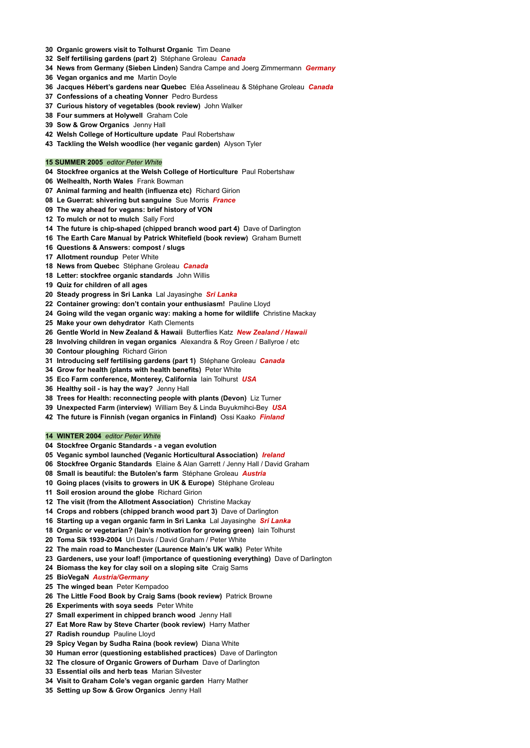**30 Organic growers visit to Tolhurst Organic** Tim Deane
**32 Self fertilising gardens (part 2)** Stéphane Groleau ***Canada***
**34 News from Germany (Sieben Linden)** Sandra Campe and Joerg Zimmermann ***Germany***
**36 Vegan organics and me** Martin Doyle
**36 Jacques Hébert's gardens near Quebec** Eléa Asselineau & Stéphane Groleau ***Canada***
**37 Confessions of a cheating Vonner** Pedro Burdess
**37 Curious history of vegetables (book review)** John Walker
**38 Four summers at Holywell** Graham Cole
**39 Sow & Grow Organics** Jenny Hall
**42 Welsh College of Horticulture update** Paul Robertshaw
**43 Tackling the Welsh woodlice (her veganic garden)** Alyson Tyler

## 15 SUMMER 2005 *editor Peter White*

**04 Stockfree organics at the Welsh College of Horticulture** Paul Robertshaw
**06 Welhealth, North Wales** Frank Bowman
**07 Animal farming and health (influenza etc)** Richard Girion
**08 Le Guerrat: shivering but sanguine** Sue Morris ***France***
**09 The way ahead for vegans: brief history of VON**
**12 To mulch or not to mulch** Sally Ford
**14 The future is chip-shaped (chipped branch wood part 4)** Dave of Darlington
**16 The Earth Care Manual by Patrick Whitefield (book review)** Graham Burnett
**16 Questions & Answers: compost / slugs**
**17 Allotment roundup** Peter White
**18 News from Quebec** Stéphane Groleau ***Canada***
**18 Letter: stockfree organic standards** John Willis
**19 Quiz for children of all ages**
**20 Steady progress in Sri Lanka** Lal Jayasinghe ***Sri Lanka***
**22 Container growing: don't contain your enthusiasm!** Pauline Lloyd
**24 Going wild the vegan organic way: making a home for wildlife** Christine Mackay
**25 Make your own dehydrator** Kath Clements
**26 Gentle World in New Zealand & Hawaii** Butterflies Katz ***New Zealand / Hawaii***
**28 Involving children in vegan organics** Alexandra & Roy Green / Ballyroe / etc
**30 Contour ploughing** Richard Girion
**31 Introducing self fertilising gardens (part 1)** Stéphane Groleau ***Canada***
**34 Grow for health (plants with health benefits)** Peter White
**35 Eco Farm conference, Monterey, California** Iain Tolhurst ***USA***
**36 Healthy soil - is hay the way?** Jenny Hall
**38 Trees for Health: reconnecting people with plants (Devon)** Liz Turner
**39 Unexpected Farm (interview)** William Bey & Linda Buyukmihci-Bey ***USA***
**42 The future is Finnish (vegan organics in Finland)** Ossi Kaako ***Finland***

## 14 WINTER 2004 *editor Peter White*

**04 Stockfree Organic Standards - a vegan evolution**
**05 Veganic symbol launched (Veganic Horticultural Association)** ***Ireland***
**06 Stockfree Organic Standards** Elaine & Alan Garrett / Jenny Hall / David Graham
**08 Small is beautiful: the Butolen's farm** Stéphane Groleau ***Austria***
**10 Going places (visits to growers in UK & Europe)** Stéphane Groleau
**11 Soil erosion around the globe** Richard Girion
**12 The visit (from the Allotment Association)** Christine Mackay
**14 Crops and robbers (chipped branch wood part 3)** Dave of Darlington
**16 Starting up a vegan organic farm in Sri Lanka** Lal Jayasinghe ***Sri Lanka***
**18 Organic or vegetarian? (Iain's motivation for growing green)** Iain Tolhurst
**20 Toma Sik 1939-2004** Uri Davis / David Graham / Peter White
**22 The main road to Manchester (Laurence Main's UK walk)** Peter White
**23 Gardeners, use your loaf! (importance of questioning everything)** Dave of Darlington
**24 Biomass the key for clay soil on a sloping site** Craig Sams
**25 BioVegaN** ***Austria/Germany***
**25 The winged bean** Peter Kempadoo
**26 The Little Food Book by Craig Sams (book review)** Patrick Browne
**26 Experiments with soya seeds** Peter White
**27 Small experiment in chipped branch wood** Jenny Hall
**27 Eat More Raw by Steve Charter (book review)** Harry Mather
**27 Radish roundup** Pauline Lloyd
**29 Spicy Vegan by Sudha Raina (book review)** Diana White
**30 Human error (questioning established practices)** Dave of Darlington
**32 The closure of Organic Growers of Durham** Dave of Darlington
**33 Essential oils and herb teas** Marian Silvester
**34 Visit to Graham Cole's vegan organic garden** Harry Mather
**35 Setting up Sow & Grow Organics** Jenny Hall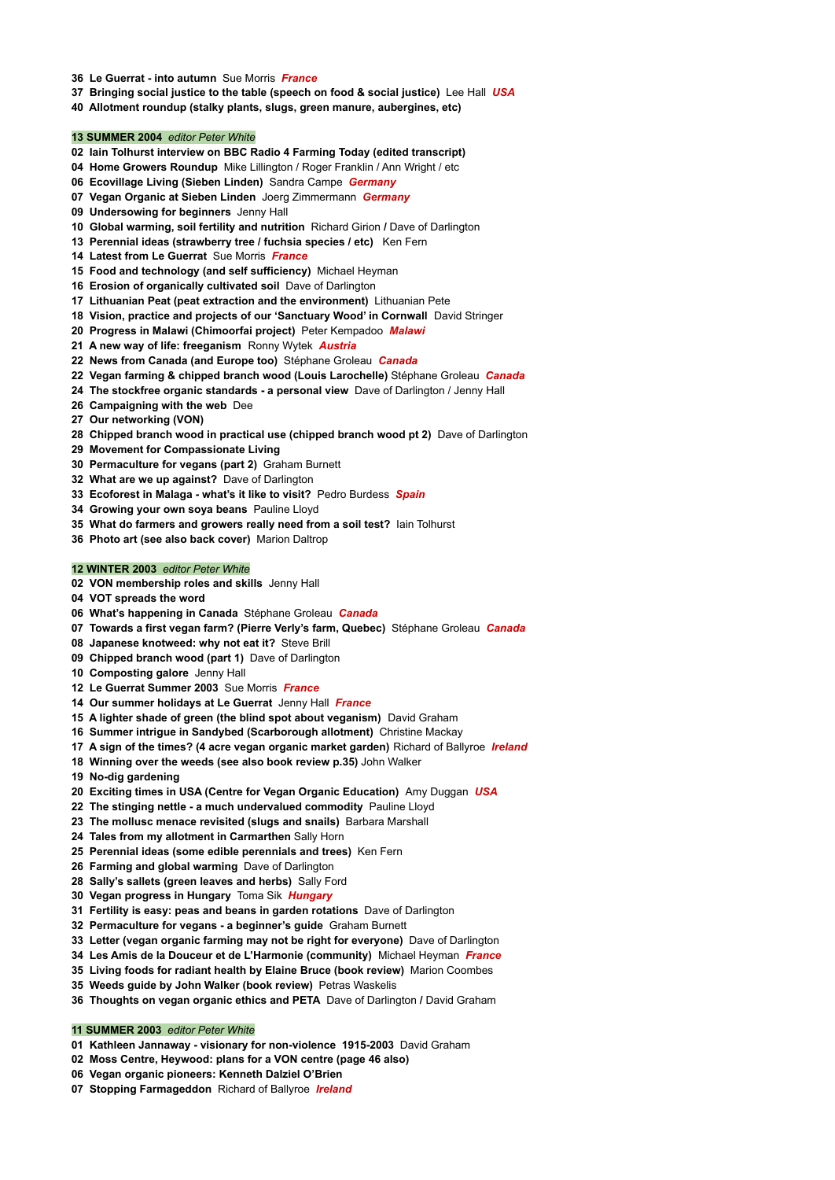**36 Le Guerrat - into autumn** Sue Morris ***France***
**37 Bringing social justice to the table (speech on food & social justice)** Lee Hall ***USA***
**40 Allotment roundup (stalky plants, slugs, green manure, aubergines, etc)**

**13 SUMMER 2004** *editor Peter White*
**02 Iain Tolhurst interview on BBC Radio 4 Farming Today (edited transcript)**
**04 Home Growers Roundup** Mike Lillington / Roger Franklin / Ann Wright / etc
**06 Ecovillage Living (Sieben Linden)** Sandra Campe ***Germany***
**07 Vegan Organic at Sieben Linden** Joerg Zimmermann ***Germany***
**09 Undersowing for beginners** Jenny Hall
**10 Global warming, soil fertility and nutrition** Richard Girion / Dave of Darlington
**13 Perennial ideas (strawberry tree / fuchsia species / etc)** Ken Fern
**14 Latest from Le Guerrat** Sue Morris ***France***
**15 Food and technology (and self sufficiency)** Michael Heyman
**16 Erosion of organically cultivated soil** Dave of Darlington
**17 Lithuanian Peat (peat extraction and the environment)** Lithuanian Pete
**18 Vision, practice and projects of our 'Sanctuary Wood' in Cornwall** David Stringer
**20 Progress in Malawi (Chimoorfai project)** Peter Kempadoo ***Malawi***
**21 A new way of life: freeganism** Ronny Wytek ***Austria***
**22 News from Canada (and Europe too)** Stéphane Groleau ***Canada***
**22 Vegan farming & chipped branch wood (Louis Larochelle)** Stéphane Groleau ***Canada***
**24 The stockfree organic standards - a personal view** Dave of Darlington / Jenny Hall
**26 Campaigning with the web** Dee
**27 Our networking (VON)**
**28 Chipped branch wood in practical use (chipped branch wood pt 2)** Dave of Darlington
**29 Movement for Compassionate Living**
**30 Permaculture for vegans (part 2)** Graham Burnett
**32 What are we up against?** Dave of Darlington
**33 Ecoforest in Malaga - what's it like to visit?** Pedro Burdess ***Spain***
**34 Growing your own soya beans** Pauline Lloyd
**35 What do farmers and growers really need from a soil test?** Iain Tolhurst
**36 Photo art (see also back cover)** Marion Daltrop

**12 WINTER 2003** *editor Peter White*
**02 VON membership roles and skills** Jenny Hall
**04 VOT spreads the word**
**06 What's happening in Canada** Stéphane Groleau ***Canada***
**07 Towards a first vegan farm? (Pierre Verly's farm, Quebec)** Stéphane Groleau ***Canada***
**08 Japanese knotweed: why not eat it?** Steve Brill
**09 Chipped branch wood (part 1)** Dave of Darlington
**10 Composting galore** Jenny Hall
**12 Le Guerrat Summer 2003** Sue Morris ***France***
**14 Our summer holidays at Le Guerrat** Jenny Hall ***France***
**15 A lighter shade of green (the blind spot about veganism)** David Graham
**16 Summer intrigue in Sandybed (Scarborough allotment)** Christine Mackay
**17 A sign of the times? (4 acre vegan organic market garden)** Richard of Ballyroe ***Ireland***
**18 Winning over the weeds (see also book review p.35)** John Walker
**19 No-dig gardening**
**20 Exciting times in USA (Centre for Vegan Organic Education)** Amy Duggan ***USA***
**22 The stinging nettle - a much undervalued commodity** Pauline Lloyd
**23 The mollusc menace revisited (slugs and snails)** Barbara Marshall
**24 Tales from my allotment in Carmarthen** Sally Horn
**25 Perennial ideas (some edible perennials and trees)** Ken Fern
**26 Farming and global warming** Dave of Darlington
**28 Sally's sallets (green leaves and herbs)** Sally Ford
**30 Vegan progress in Hungary** Toma Sik ***Hungary***
**31 Fertility is easy: peas and beans in garden rotations** Dave of Darlington
**32 Permaculture for vegans - a beginner's guide** Graham Burnett
**33 Letter (vegan organic farming may not be right for everyone)** Dave of Darlington
**34 Les Amis de la Douceur et de L'Harmonie (community)** Michael Heyman ***France***
**35 Living foods for radiant health by Elaine Bruce (book review)** Marion Coombes
**35 Weeds guide by John Walker (book review)** Petras Waskelis
**36 Thoughts on vegan organic ethics and PETA** Dave of Darlington / David Graham

**11 SUMMER 2003** *editor Peter White*
**01 Kathleen Jannaway - visionary for non-violence 1915-2003** David Graham
**02 Moss Centre, Heywood: plans for a VON centre (page 46 also)**
**06 Vegan organic pioneers: Kenneth Dalziel O'Brien**
**07 Stopping Farmageddon** Richard of Ballyroe ***Ireland***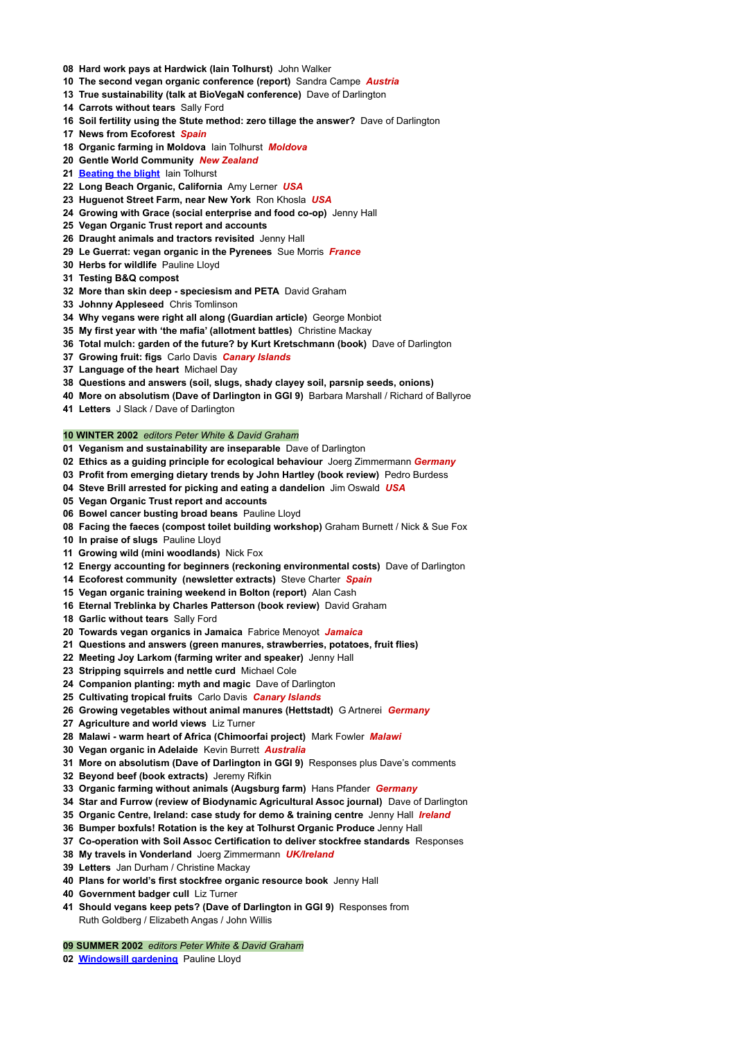08 **Hard work pays at Hardwick (Iain Tolhurst)** John Walker
10 **The second vegan organic conference (report)** Sandra Campe ***Austria***
13 **True sustainability (talk at BioVegaN conference)** Dave of Darlington
14 **Carrots without tears** Sally Ford
16 **Soil fertility using the Stute method: zero tillage the answer?** Dave of Darlington
17 **News from Ecoforest** ***Spain***
18 **Organic farming in Moldova** Iain Tolhurst ***Moldova***
20 **Gentle World Community** ***New Zealand***
21 **Beating the blight** Iain Tolhurst
22 **Long Beach Organic, California** Amy Lerner ***USA***
23 **Huguenot Street Farm, near New York** Ron Khosla ***USA***
24 **Growing with Grace (social enterprise and food co-op)** Jenny Hall
25 **Vegan Organic Trust report and accounts**
26 **Draught animals and tractors revisited** Jenny Hall
29 **Le Guerrat: vegan organic in the Pyrenees** Sue Morris ***France***
30 **Herbs for wildlife** Pauline Lloyd
31 **Testing B&Q compost**
32 **More than skin deep - speciesism and PETA** David Graham
33 **Johnny Appleseed** Chris Tomlinson
34 **Why vegans were right all along (Guardian article)** George Monbiot
35 **My first year with 'the mafia' (allotment battles)** Christine Mackay
36 **Total mulch: garden of the future? by Kurt Kretschmann (book)** Dave of Darlington
37 **Growing fruit: figs** Carlo Davis ***Canary Islands***
37 **Language of the heart** Michael Day
38 **Questions and answers (soil, slugs, shady clayey soil, parsnip seeds, onions)**
40 **More on absolutism (Dave of Darlington in GGI 9)** Barbara Marshall / Richard of Ballyroe
41 **Letters** J Slack / Dave of Darlington

**10 WINTER 2002** *editors Peter White & David Graham*

01 **Veganism and sustainability are inseparable** Dave of Darlington
02 **Ethics as a guiding principle for ecological behaviour** Joerg Zimmermann ***Germany***
03 **Profit from emerging dietary trends by John Hartley (book review)** Pedro Burdess
04 **Steve Brill arrested for picking and eating a dandelion** Jim Oswald ***USA***
05 **Vegan Organic Trust report and accounts**
06 **Bowel cancer busting broad beans** Pauline Lloyd
08 **Facing the faeces (compost toilet building workshop)** Graham Burnett / Nick & Sue Fox
10 **In praise of slugs** Pauline Lloyd
11 **Growing wild (mini woodlands)** Nick Fox
12 **Energy accounting for beginners (reckoning environmental costs)** Dave of Darlington
14 **Ecoforest community (newsletter extracts)** Steve Charter ***Spain***
15 **Vegan organic training weekend in Bolton (report)** Alan Cash
16 **Eternal Treblinka by Charles Patterson (book review)** David Graham
18 **Garlic without tears** Sally Ford
20 **Towards vegan organics in Jamaica** Fabrice Menoyot ***Jamaica***
21 **Questions and answers (green manures, strawberries, potatoes, fruit flies)**
22 **Meeting Joy Larkom (farming writer and speaker)** Jenny Hall
23 **Stripping squirrels and nettle curd** Michael Cole
24 **Companion planting: myth and magic** Dave of Darlington
25 **Cultivating tropical fruits** Carlo Davis ***Canary Islands***
26 **Growing vegetables without animal manures (Hettstadt)** G Artnerei ***Germany***
27 **Agriculture and world views** Liz Turner
28 **Malawi - warm heart of Africa (Chimoorfai project)** Mark Fowler ***Malawi***
30 **Vegan organic in Adelaide** Kevin Burrett ***Australia***
31 **More on absolutism (Dave of Darlington in GGI 9)** Responses plus Dave's comments
32 **Beyond beef (book extracts)** Jeremy Rifkin
33 **Organic farming without animals (Augsburg farm)** Hans Pfander ***Germany***
34 **Star and Furrow (review of Biodynamic Agricultural Assoc journal)** Dave of Darlington
35 **Organic Centre, Ireland: case study for demo & training centre** Jenny Hall ***Ireland***
36 **Bumper boxfuls! Rotation is the key at Tolhurst Organic Produce** Jenny Hall
37 **Co-operation with Soil Assoc Certification to deliver stockfree standards** Responses
38 **My travels in Vonderland** Joerg Zimmermann ***UK/Ireland***
39 **Letters** Jan Durham / Christine Mackay
40 **Plans for world's first stockfree organic resource book** Jenny Hall
40 **Government badger cull** Liz Turner
41 **Should vegans keep pets? (Dave of Darlington in GGI 9)** Responses from Ruth Goldberg / Elizabeth Angas / John Willis

**09 SUMMER 2002** *editors Peter White & David Graham*

02 **Windowsill gardening** Pauline Lloyd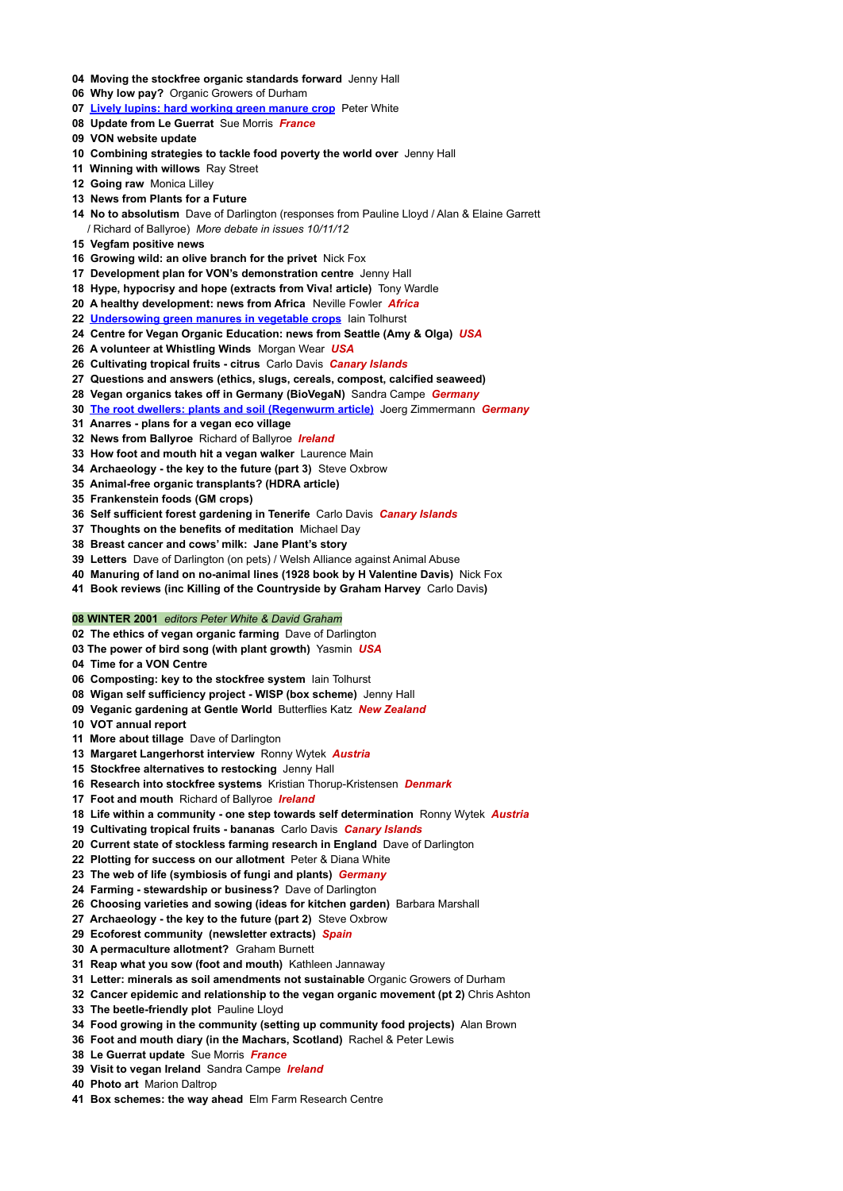**04 Moving the stockfree organic standards forward** Jenny Hall
**06 Why low pay?** Organic Growers of Durham
**07 Lively lupins: hard working green manure crop** Peter White
**08 Update from Le Guerrat** Sue Morris ***France***
**09 VON website update**
**10 Combining strategies to tackle food poverty the world over** Jenny Hall
**11 Winning with willows** Ray Street
**12 Going raw** Monica Lilley
**13 News from Plants for a Future**
**14 No to absolutism** Dave of Darlington (responses from Pauline Lloyd / Alan & Elaine Garrett / Richard of Ballyroe) *More debate in issues 10/11/12*
**15 Vegfam positive news**
**16 Growing wild: an olive branch for the privet** Nick Fox
**17 Development plan for VON's demonstration centre** Jenny Hall
**18 Hype, hypocrisy and hope (extracts from Viva! article)** Tony Wardle
**20 A healthy development: news from Africa** Neville Fowler ***Africa***
**22 Undersowing green manures in vegetable crops** Iain Tolhurst
**24 Centre for Vegan Organic Education: news from Seattle (Amy & Olga)** ***USA***
**26 A volunteer at Whistling Winds** Morgan Wear ***USA***
**26 Cultivating tropical fruits - citrus** Carlo Davis ***Canary Islands***
**27 Questions and answers (ethics, slugs, cereals, compost, calcified seaweed)**
**28 Vegan organics takes off in Germany (BioVegaN)** Sandra Campe ***Germany***
**30 The root dwellers: plants and soil (Regenwurm article)** Joerg Zimmermann ***Germany***
**31 Anarres - plans for a vegan eco village**
**32 News from Ballyroe** Richard of Ballyroe ***Ireland***
**33 How foot and mouth hit a vegan walker** Laurence Main
**34 Archaeology - the key to the future (part 3)** Steve Oxbow
**35 Animal-free organic transplants? (HDRA article)**
**35 Frankenstein foods (GM crops)**
**36 Self sufficient forest gardening in Tenerife** Carlo Davis ***Canary Islands***
**37 Thoughts on the benefits of meditation** Michael Day
**38 Breast cancer and cows' milk: Jane Plant's story**
**39 Letters** Dave of Darlington (on pets) / Welsh Alliance against Animal Abuse
**40 Manuring of land on no-animal lines (1928 book by H Valentine Davis)** Nick Fox
**41 Book reviews (inc Killing of the Countryside by Graham Harvey** Carlo Davis**)**

**08 WINTER 2001** *editors Peter White & David Graham*
**02 The ethics of vegan organic farming** Dave of Darlington
**03 The power of bird song (with plant growth)** Yasmin ***USA***
**04 Time for a VON Centre**
**06 Composting: key to the stockfree system** Iain Tolhurst
**08 Wigan self sufficiency project - WISP (box scheme)** Jenny Hall
**09 Veganic gardening at Gentle World** Butterflies Katz ***New Zealand***
**10 VOT annual report**
**11 More about tillage** Dave of Darlington
**13 Margaret Langerhorst interview** Ronny Wytek ***Austria***
**15 Stockfree alternatives to restocking** Jenny Hall
**16 Research into stockfree systems** Kristian Thorup-Kristensen ***Denmark***
**17 Foot and mouth** Richard of Ballyroe ***Ireland***
**18 Life within a community - one step towards self determination** Ronny Wytek ***Austria***
**19 Cultivating tropical fruits - bananas** Carlo Davis ***Canary Islands***
**20 Current state of stockless farming research in England** Dave of Darlington
**22 Plotting for success on our allotment** Peter & Diana White
**23 The web of life (symbiosis of fungi and plants)** ***Germany***
**24 Farming - stewardship or business?** Dave of Darlington
**26 Choosing varieties and sowing (ideas for kitchen garden)** Barbara Marshall
**27 Archaeology - the key to the future (part 2)** Steve Oxbow
**29 Ecoforest community (newsletter extracts)** ***Spain***
**30 A permaculture allotment?** Graham Burnett
**31 Reap what you sow (foot and mouth)** Kathleen Jannaway
**31 Letter: minerals as soil amendments not sustainable** Organic Growers of Durham
**32 Cancer epidemic and relationship to the vegan organic movement (pt 2)** Chris Ashton
**33 The beetle-friendly plot** Pauline Lloyd
**34 Food growing in the community (setting up community food projects)** Alan Brown
**36 Foot and mouth diary (in the Machars, Scotland)** Rachel & Peter Lewis
**38 Le Guerrat update** Sue Morris ***France***
**39 Visit to vegan Ireland** Sandra Campe ***Ireland***
**40 Photo art** Marion Daltrop
**41 Box schemes: the way ahead** Elm Farm Research Centre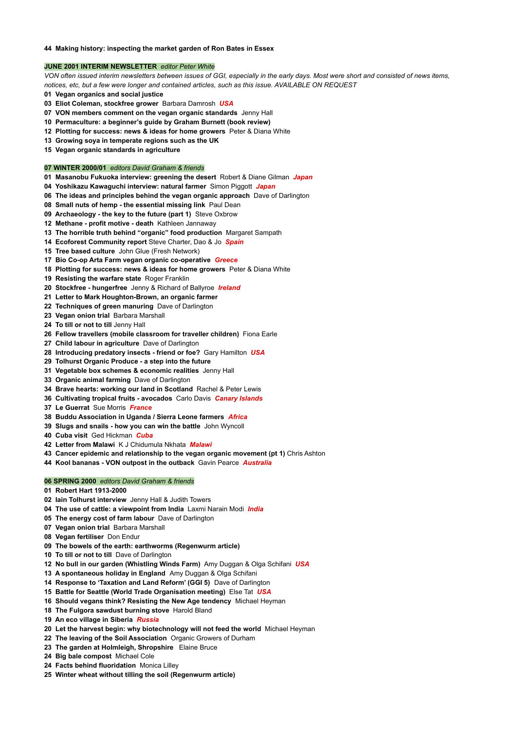**44 Making history: inspecting the market garden of Ron Bates in Essex**

## JUNE 2001 INTERIM NEWSLETTER *editor Peter White*

*VON often issued interim newsletters between issues of GGI, especially in the early days. Most were short and consisted of news items, notices, etc, but a few were longer and contained articles, such as this issue. AVAILABLE ON REQUEST*

**01 Vegan organics and social justice**
**03 Eliot Coleman, stockfree grower** Barbara Damrosh ***USA***
**07 VON members comment on the vegan organic standards** Jenny Hall
**10 Permaculture: a beginner's guide by Graham Burnett (book review)**
**12 Plotting for success: news & ideas for home growers** Peter & Diana White
**13 Growing soya in temperate regions such as the UK**
**15 Vegan organic standards in agriculture**

## 07 WINTER 2000/01 *editors David Graham & friends*

**01 Masanobu Fukuoka interview: greening the desert** Robert & Diane Gilman ***Japan***
**04 Yoshikazu Kawaguchi interview: natural farmer** Simon Piggott ***Japan***
**06 The ideas and principles behind the vegan organic approach** Dave of Darlington
**08 Small nuts of hemp - the essential missing link** Paul Dean
**09 Archaeology - the key to the future (part 1)** Steve Oxbrow
**12 Methane - profit motive - death** Kathleen Jannaway
**13 The horrible truth behind "organic" food production** Margaret Sampath
**14 Ecoforest Community report** Steve Charter, Dao & Jo ***Spain***
**15 Tree based culture** John Glue (Fresh Network)
**17 Bio Co-op Arta Farm vegan organic co-operative** ***Greece***
**18 Plotting for success: news & ideas for home growers** Peter & Diana White
**19 Resisting the warfare state** Roger Franklin
**20 Stockfree - hungerfree** Jenny & Richard of Ballyroe ***Ireland***
**21 Letter to Mark Houghton-Brown, an organic farmer**
**22 Techniques of green manuring** Dave of Darlington
**23 Vegan onion trial** Barbara Marshall
**24 To till or not to till** Jenny Hall
**26 Fellow travellers (mobile classroom for traveller children)** Fiona Earle
**27 Child labour in agriculture** Dave of Darlington
**28 Introducing predatory insects - friend or foe?** Gary Hamilton ***USA***
**29 Tolhurst Organic Produce - a step into the future**
**31 Vegetable box schemes & economic realities** Jenny Hall
**33 Organic animal farming** Dave of Darlington
**34 Brave hearts: working our land in Scotland** Rachel & Peter Lewis
**36 Cultivating tropical fruits - avocados** Carlo Davis ***Canary Islands***
**37 Le Guerrat** Sue Morris ***France***
**38 Buddu Association in Uganda / Sierra Leone farmers** ***Africa***
**39 Slugs and snails - how you can win the battle** John Wyncoll
**40 Cuba visit** Ged Hickman ***Cuba***
**42 Letter from Malawi** K J Chidumula Nkhata ***Malawi***
**43 Cancer epidemic and relationship to the vegan organic movement (pt 1)** Chris Ashton
**44 Kool bananas - VON outpost in the outback** Gavin Pearce ***Australia***

## 06 SPRING 2000 *editors David Graham & friends*

**01 Robert Hart 1913-2000**
**02 Iain Tolhurst interview** Jenny Hall & Judith Towers
**04 The use of cattle: a viewpoint from India** Laxmi Narain Modi ***India***
**05 The energy cost of farm labour** Dave of Darlington
**07 Vegan onion trial** Barbara Marshall
**08 Vegan fertiliser** Don Endur
**09 The bowels of the earth: earthworms (Regenwurm article)**
**10 To till or not to till** Dave of Darlington
**12 No bull in our garden (Whistling Winds Farm)** Amy Duggan & Olga Schifani ***USA***
**13 A spontaneous holiday in England** Amy Duggan & Olga Schifani
**14 Response to 'Taxation and Land Reform' (GGI 5)** Dave of Darlington
**15 Battle for Seattle (World Trade Organisation meeting)** Else Tat ***USA***
**16 Should vegans think? Resisting the New Age tendency** Michael Heyman
**18 The Fulgora sawdust burning stove** Harold Bland
**19 An eco village in Siberia** ***Russia***
**20 Let the harvest begin: why biotechnology will not feed the world** Michael Heyman
**22 The leaving of the Soil Association** Organic Growers of Durham
**23 The garden at Holmleigh, Shropshire** Elaine Bruce
**24 Big bale compost** Michael Cole
**24 Facts behind fluoridation** Monica Lilley
**25 Winter wheat without tilling the soil (Regenwurm article)**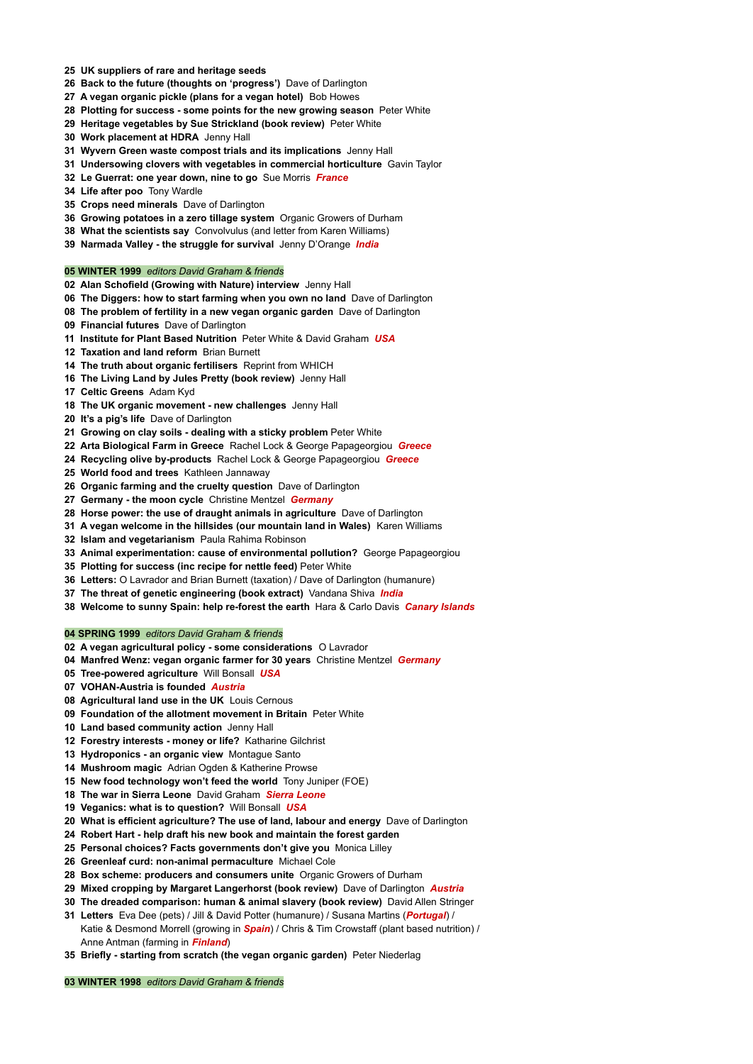**25 UK suppliers of rare and heritage seeds**
**26 Back to the future (thoughts on ‘progress’)** Dave of Darlington
**27 A vegan organic pickle (plans for a vegan hotel)** Bob Howes
**28 Plotting for success - some points for the new growing season** Peter White
**29 Heritage vegetables by Sue Strickland (book review)** Peter White
**30 Work placement at HDRA** Jenny Hall
**31 Wyvern Green waste compost trials and its implications** Jenny Hall
**31 Undersowing clovers with vegetables in commercial horticulture** Gavin Taylor
**32 Le Guerrat: one year down, nine to go** Sue Morris ***France***
**34 Life after poo** Tony Wardle
**35 Crops need minerals** Dave of Darlington
**36 Growing potatoes in a zero tillage system** Organic Growers of Durham
**38 What the scientists say** Convolvulus (and letter from Karen Williams)
**39 Narmada Valley - the struggle for survival** Jenny D’Orange ***India***

**05 WINTER 1999** *editors David Graham & friends*

**02 Alan Schofield (Growing with Nature) interview** Jenny Hall
**06 The Diggers: how to start farming when you own no land** Dave of Darlington
**08 The problem of fertility in a new vegan organic garden** Dave of Darlington
**09 Financial futures** Dave of Darlington
**11 Institute for Plant Based Nutrition** Peter White & David Graham ***USA***
**12 Taxation and land reform** Brian Burnett
**14 The truth about organic fertilisers** Reprint from WHICH
**16 The Living Land by Jules Pretty (book review)** Jenny Hall
**17 Celtic Greens** Adam Kyd
**18 The UK organic movement - new challenges** Jenny Hall
**20 It’s a pig’s life** Dave of Darlington
**21 Growing on clay soils - dealing with a sticky problem** Peter White
**22 Arta Biological Farm in Greece** Rachel Lock & George Papageorgiou ***Greece***
**24 Recycling olive by-products** Rachel Lock & George Papageorgiou ***Greece***
**25 World food and trees** Kathleen Jannaway
**26 Organic farming and the cruelty question** Dave of Darlington
**27 Germany - the moon cycle** Christine Mentzel ***Germany***
**28 Horse power: the use of draught animals in agriculture** Dave of Darlington
**31 A vegan welcome in the hillsides (our mountain land in Wales)** Karen Williams
**32 Islam and vegetarianism** Paula Rahima Robinson
**33 Animal experimentation: cause of environmental pollution?** George Papageorgiou
**35 Plotting for success (inc recipe for nettle feed)** Peter White
**36 Letters:** O Lavrador and Brian Burnett (taxation) / Dave of Darlington (humanure)
**37 The threat of genetic engineering (book extract)** Vandana Shiva ***India***
**38 Welcome to sunny Spain: help re-forest the earth** Hara & Carlo Davis ***Canary Islands***

**04 SPRING 1999** *editors David Graham & friends*

**02 A vegan agricultural policy - some considerations** O Lavrador
**04 Manfred Wenz: vegan organic farmer for 30 years** Christine Mentzel ***Germany***
**05 Tree-powered agriculture** Will Bonsall ***USA***
**07 VOHAN-Austria is founded** ***Austria***
**08 Agricultural land use in the UK** Louis Cernous
**09 Foundation of the allotment movement in Britain** Peter White
**10 Land based community action** Jenny Hall
**12 Forestry interests - money or life?** Katharine Gilchrist
**13 Hydroponics - an organic view** Montague Santo
**14 Mushroom magic** Adrian Ogden & Katherine Prowse
**15 New food technology won’t feed the world** Tony Juniper (FOE)
**18 The war in Sierra Leone** David Graham ***Sierra Leone***
**19 Veganics: what is to question?** Will Bonsall ***USA***
**20 What is efficient agriculture? The use of land, labour and energy** Dave of Darlington
**24 Robert Hart - help draft his new book and maintain the forest garden**
**25 Personal choices? Facts governments don’t give you** Monica Lilley
**26 Greenleaf curd: non-animal permaculture** Michael Cole
**28 Box scheme: producers and consumers unite** Organic Growers of Durham
**29 Mixed cropping by Margaret Langerhorst (book review)** Dave of Darlington ***Austria***
**30 The dreaded comparison: human & animal slavery (book review)** David Allen Stringer
**31 Letters** Eva Dee (pets) / Jill & David Potter (humanure) / Susana Martins (***Portugal***) / Katie & Desmond Morrell (growing in ***Spain***) / Chris & Tim Crowstaff (plant based nutrition) / Anne Antman (farming in ***Finland***)
**35 Briefly - starting from scratch (the vegan organic garden)** Peter Niederlag

**03 WINTER 1998** *editors David Graham & friends*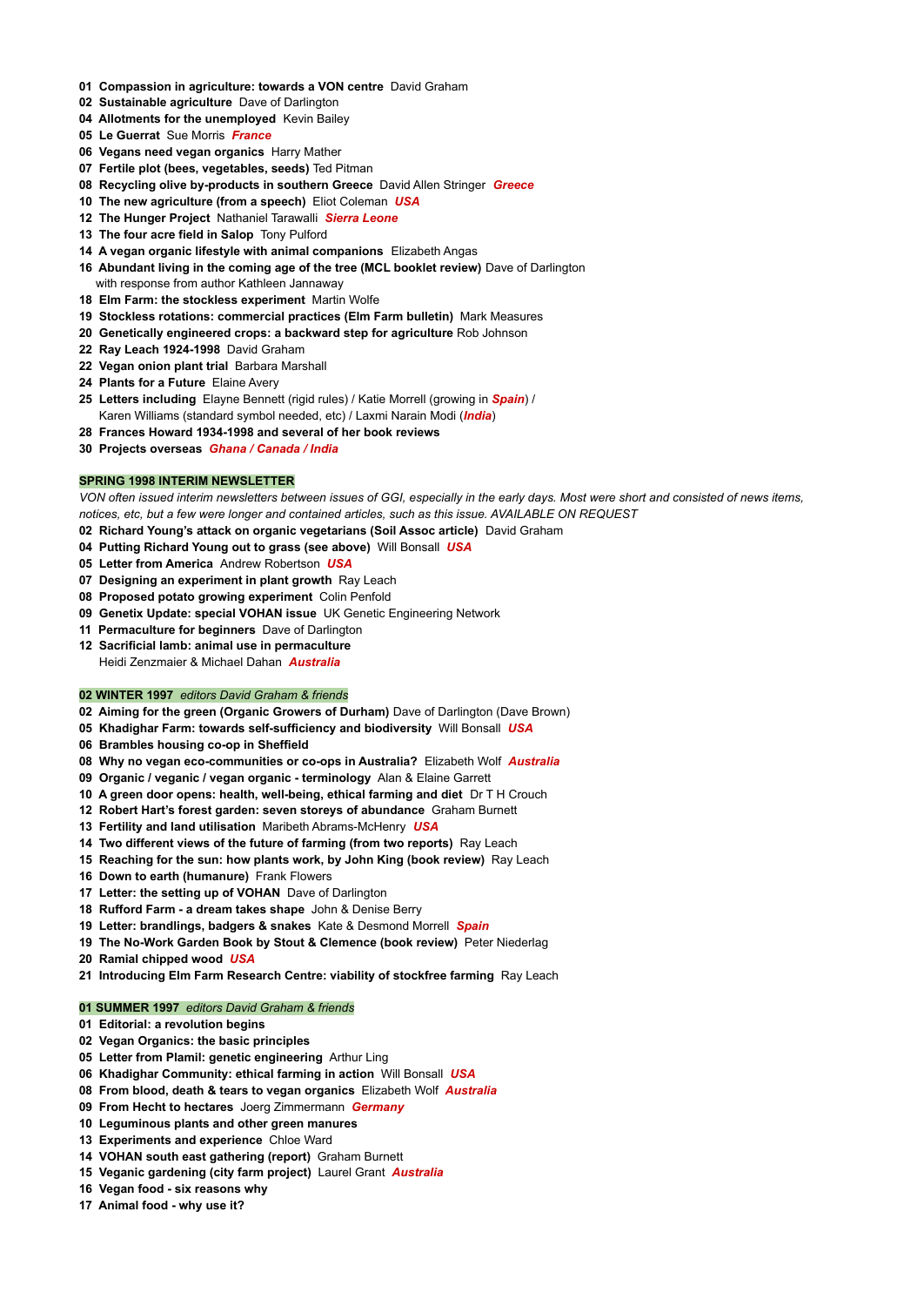**01 Compassion in agriculture: towards a VON centre** David Graham
**02 Sustainable agriculture** Dave of Darlington
**04 Allotments for the unemployed** Kevin Bailey
**05 Le Guerrat** Sue Morris ***France***
**06 Vegans need vegan organics** Harry Mather
**07 Fertile plot (bees, vegetables, seeds)** Ted Pitman
**08 Recycling olive by-products in southern Greece** David Allen Stringer ***Greece***
**10 The new agriculture (from a speech)** Eliot Coleman ***USA***
**12 The Hunger Project** Nathaniel Tarawalli ***Sierra Leone***
**13 The four acre field in Salop** Tony Pulford
**14 A vegan organic lifestyle with animal companions** Elizabeth Angas
**16 Abundant living in the coming age of the tree (MCL booklet review)** Dave of Darlington
with response from author Kathleen Jannaway
**18 Elm Farm: the stockless experiment** Martin Wolfe
**19 Stockless rotations: commercial practices (Elm Farm bulletin)** Mark Measures
**20 Genetically engineered crops: a backward step for agriculture** Rob Johnson
**22 Ray Leach 1924-1998** David Graham
**22 Vegan onion plant trial** Barbara Marshall
**24 Plants for a Future** Elaine Avery
**25 Letters including** Elayne Bennett (rigid rules) / Katie Morrell (growing in ***Spain***) /
Karen Williams (standard symbol needed, etc) / Laxmi Narain Modi (***India***)
**28 Frances Howard 1934-1998 and several of her book reviews**
**30 Projects overseas** ***Ghana / Canada / India***

**SPRING 1998 INTERIM NEWSLETTER**

*VON often issued interim newsletters between issues of GGI, especially in the early days. Most were short and consisted of news items, notices, etc, but a few were longer and contained articles, such as this issue. AVAILABLE ON REQUEST*

**02 Richard Young's attack on organic vegetarians (Soil Assoc article)** David Graham
**04 Putting Richard Young out to grass (see above)** Will Bonsall ***USA***
**05 Letter from America** Andrew Robertson ***USA***
**07 Designing an experiment in plant growth** Ray Leach
**08 Proposed potato growing experiment** Colin Penfold
**09 Genetix Update: special VOHAN issue** UK Genetic Engineering Network
**11 Permaculture for beginners** Dave of Darlington
**12 Sacrificial lamb: animal use in permaculture**
Heidi Zenzmaier & Michael Dahan ***Australia***

**02 WINTER 1997** *editors David Graham & friends*

**02 Aiming for the green (Organic Growers of Durham)** Dave of Darlington (Dave Brown)
**05 Khadighar Farm: towards self-sufficiency and biodiversity** Will Bonsall ***USA***
**06 Brambles housing co-op in Sheffield**
**08 Why no vegan eco-communities or co-ops in Australia?** Elizabeth Wolf ***Australia***
**09 Organic / veganic / vegan organic - terminology** Alan & Elaine Garrett
**10 A green door opens: health, well-being, ethical farming and diet** Dr T H Crouch
**12 Robert Hart's forest garden: seven storeys of abundance** Graham Burnett
**13 Fertility and land utilisation** Maribeth Abrams-McHenry ***USA***
**14 Two different views of the future of farming (from two reports)** Ray Leach
**15 Reaching for the sun: how plants work, by John King (book review)** Ray Leach
**16 Down to earth (humanure)** Frank Flowers
**17 Letter: the setting up of VOHAN** Dave of Darlington
**18 Rufford Farm - a dream takes shape** John & Denise Berry
**19 Letter: brandlings, badgers & snakes** Kate & Desmond Morrell ***Spain***
**19 The No-Work Garden Book by Stout & Clemence (book review)** Peter Niederlag
**20 Ramial chipped wood** ***USA***
**21 Introducing Elm Farm Research Centre: viability of stockfree farming** Ray Leach

**01 SUMMER 1997** *editors David Graham & friends*

**01 Editorial: a revolution begins**
**02 Vegan Organics: the basic principles**
**05 Letter from Plamil: genetic engineering** Arthur Ling
**06 Khadighar Community: ethical farming in action** Will Bonsall ***USA***
**08 From blood, death & tears to vegan organics** Elizabeth Wolf ***Australia***
**09 From Hecht to hectares** Joerg Zimmermann ***Germany***
**10 Leguminous plants and other green manures**
**13 Experiments and experience** Chloe Ward
**14 VOHAN south east gathering (report)** Graham Burnett
**15 Veganic gardening (city farm project)** Laurel Grant ***Australia***
**16 Vegan food - six reasons why**
**17 Animal food - why use it?**